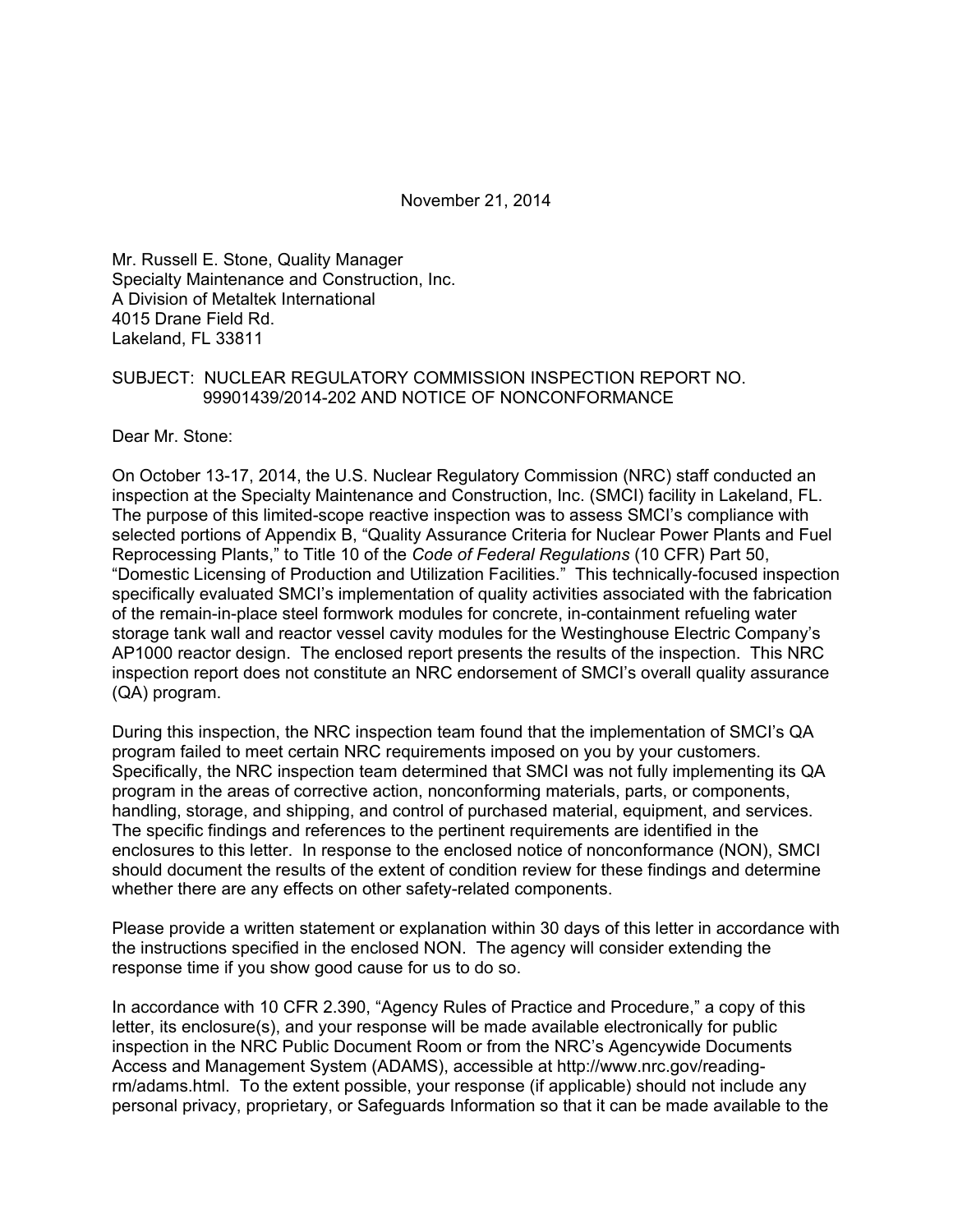November 21, 2014

Mr. Russell E. Stone, Quality Manager
Specialty Maintenance and Construction, Inc.
A Division of Metaltek International
4015 Drane Field Rd.
Lakeland, FL 33811

SUBJECT: NUCLEAR REGULATORY COMMISSION INSPECTION REPORT NO. 99901439/2014-202 AND NOTICE OF NONCONFORMANCE

Dear Mr. Stone:

On October 13-17, 2014, the U.S. Nuclear Regulatory Commission (NRC) staff conducted an inspection at the Specialty Maintenance and Construction, Inc. (SMCI) facility in Lakeland, FL. The purpose of this limited-scope reactive inspection was to assess SMCI's compliance with selected portions of Appendix B, "Quality Assurance Criteria for Nuclear Power Plants and Fuel Reprocessing Plants," to Title 10 of the *Code of Federal Regulations* (10 CFR) Part 50, "Domestic Licensing of Production and Utilization Facilities." This technically-focused inspection specifically evaluated SMCI's implementation of quality activities associated with the fabrication of the remain-in-place steel formwork modules for concrete, in-containment refueling water storage tank wall and reactor vessel cavity modules for the Westinghouse Electric Company's AP1000 reactor design. The enclosed report presents the results of the inspection. This NRC inspection report does not constitute an NRC endorsement of SMCI's overall quality assurance (QA) program.

During this inspection, the NRC inspection team found that the implementation of SMCI's QA program failed to meet certain NRC requirements imposed on you by your customers. Specifically, the NRC inspection team determined that SMCI was not fully implementing its QA program in the areas of corrective action, nonconforming materials, parts, or components, handling, storage, and shipping, and control of purchased material, equipment, and services. The specific findings and references to the pertinent requirements are identified in the enclosures to this letter. In response to the enclosed notice of nonconformance (NON), SMCI should document the results of the extent of condition review for these findings and determine whether there are any effects on other safety-related components.

Please provide a written statement or explanation within 30 days of this letter in accordance with the instructions specified in the enclosed NON. The agency will consider extending the response time if you show good cause for us to do so.

In accordance with 10 CFR 2.390, "Agency Rules of Practice and Procedure," a copy of this letter, its enclosure(s), and your response will be made available electronically for public inspection in the NRC Public Document Room or from the NRC's Agencywide Documents Access and Management System (ADAMS), accessible at http://www.nrc.gov/reading-rm/adams.html. To the extent possible, your response (if applicable) should not include any personal privacy, proprietary, or Safeguards Information so that it can be made available to the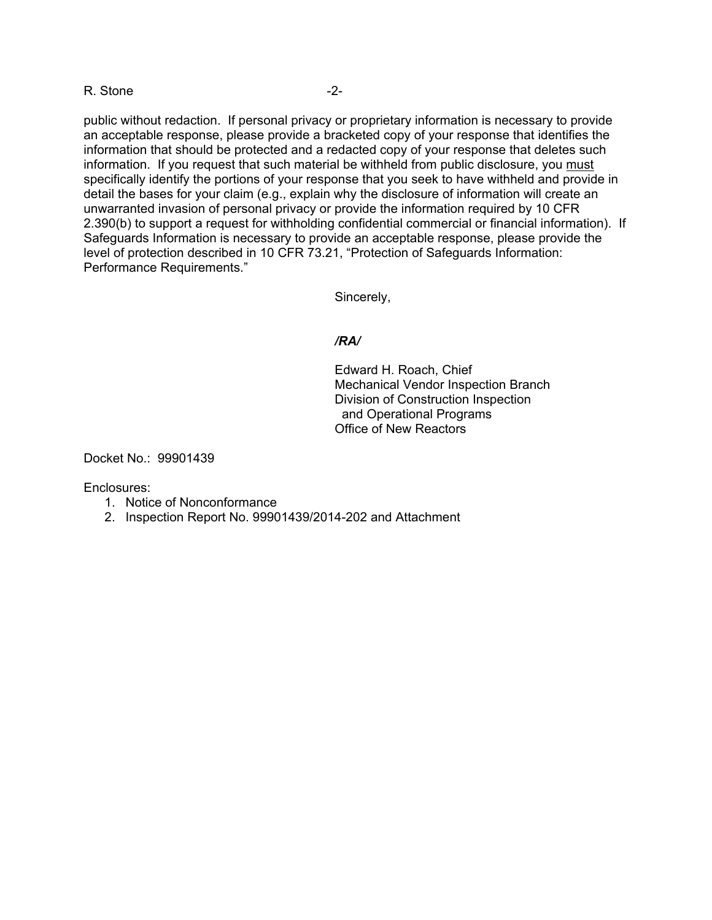public without redaction. If personal privacy or proprietary information is necessary to provide an acceptable response, please provide a bracketed copy of your response that identifies the information that should be protected and a redacted copy of your response that deletes such information. If you request that such material be withheld from public disclosure, you must specifically identify the portions of your response that you seek to have withheld and provide in detail the bases for your claim (e.g., explain why the disclosure of information will create an unwarranted invasion of personal privacy or provide the information required by 10 CFR 2.390(b) to support a request for withholding confidential commercial or financial information). If Safeguards Information is necessary to provide an acceptable response, please provide the level of protection described in 10 CFR 73.21, "Protection of Safeguards Information: Performance Requirements."

Sincerely,

***/RA/***

Edward H. Roach, Chief
Mechanical Vendor Inspection Branch
Division of Construction Inspection
and Operational Programs
Office of New Reactors

Docket No.: 99901439

Enclosures:

1. Notice of Nonconformance
2. Inspection Report No. 99901439/2014-202 and Attachment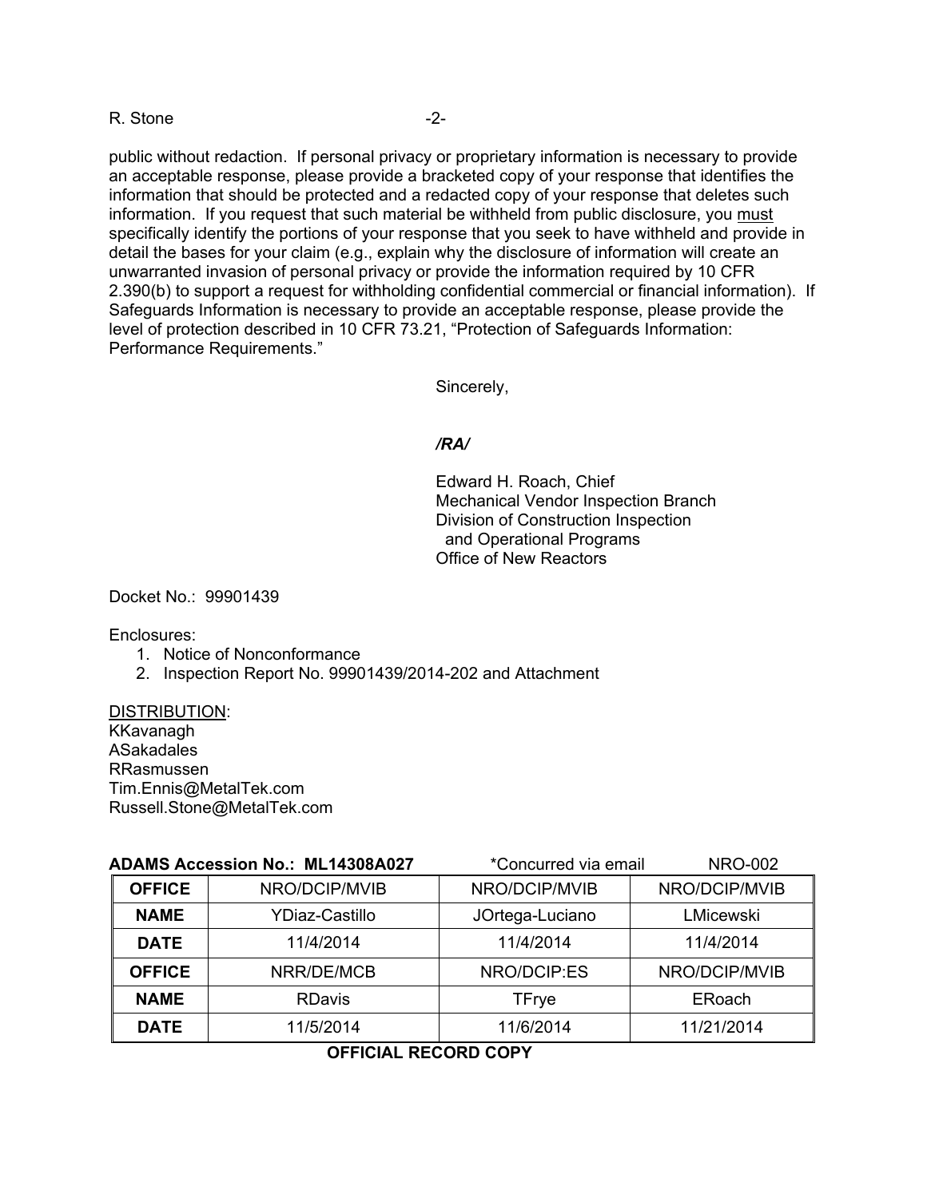public without redaction. If personal privacy or proprietary information is necessary to provide an acceptable response, please provide a bracketed copy of your response that identifies the information that should be protected and a redacted copy of your response that deletes such information. If you request that such material be withheld from public disclosure, you must specifically identify the portions of your response that you seek to have withheld and provide in detail the bases for your claim (e.g., explain why the disclosure of information will create an unwarranted invasion of personal privacy or provide the information required by 10 CFR 2.390(b) to support a request for withholding confidential commercial or financial information). If Safeguards Information is necessary to provide an acceptable response, please provide the level of protection described in 10 CFR 73.21, "Protection of Safeguards Information: Performance Requirements."

Sincerely,

*/RA/*

Edward H. Roach, Chief
Mechanical Vendor Inspection Branch
Division of Construction Inspection
and Operational Programs
Office of New Reactors

Docket No.: 99901439

Enclosures:
1. Notice of Nonconformance
2. Inspection Report No. 99901439/2014-202 and Attachment

DISTRIBUTION:
KKavanagh
ASakadales
RRasmussen
Tim.Ennis@MetalTek.com
Russell.Stone@MetalTek.com

**ADAMS Accession No.: ML14308A027** *Concurred via email NRO-002

| **OFFICE** | NRO/DCIP/MVIB | NRO/DCIP/MVIB | NRO/DCIP/MVIB |
|---|---|---|---|
| **NAME** | YDiaz-Castillo | JOrtega-Luciano | LMicewski |
| **DATE** | 11/4/2014 | 11/4/2014 | 11/4/2014 |
| **OFFICE** | NRR/DE/MCB | NRO/DCIP:ES | NRO/DCIP/MVIB |
| **NAME** | RDavis | TFrye | ERoach |
| **DATE** | 11/5/2014 | 11/6/2014 | 11/21/2014 |

**OFFICIAL RECORD COPY**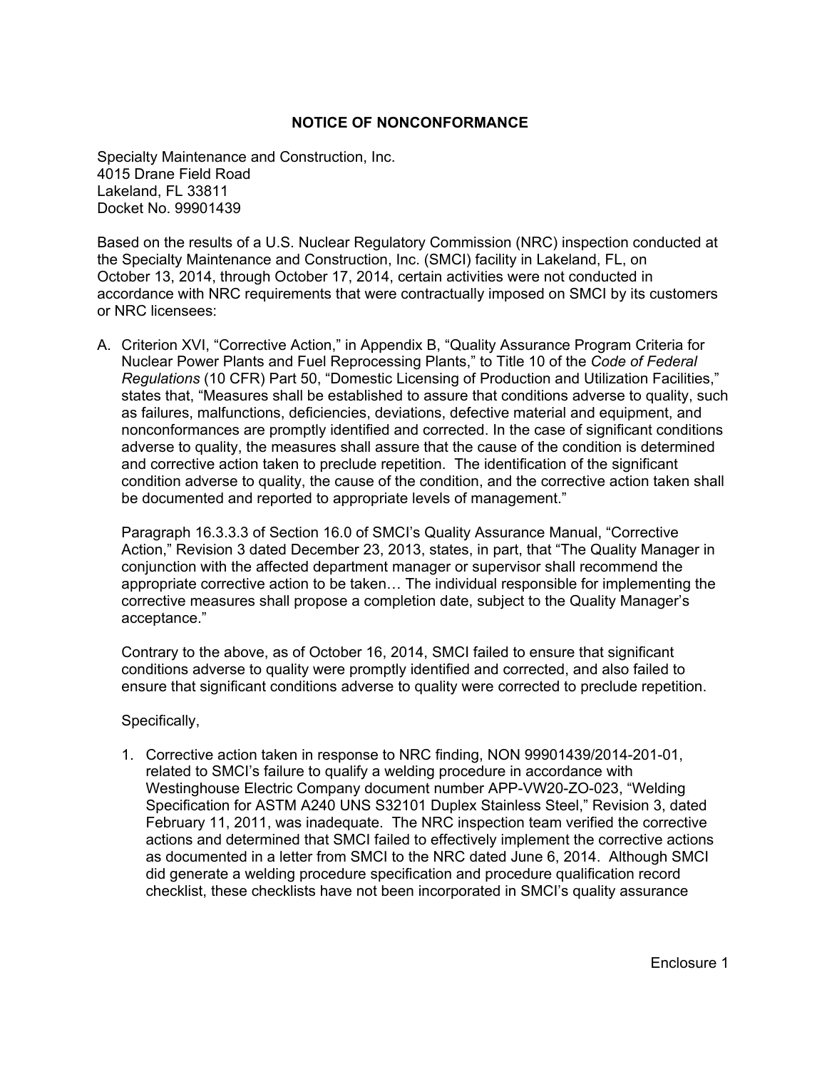## NOTICE OF NONCONFORMANCE

Specialty Maintenance and Construction, Inc.
4015 Drane Field Road
Lakeland, FL 33811
Docket No. 99901439

Based on the results of a U.S. Nuclear Regulatory Commission (NRC) inspection conducted at the Specialty Maintenance and Construction, Inc. (SMCI) facility in Lakeland, FL, on October 13, 2014, through October 17, 2014, certain activities were not conducted in accordance with NRC requirements that were contractually imposed on SMCI by its customers or NRC licensees:

A. Criterion XVI, "Corrective Action," in Appendix B, "Quality Assurance Program Criteria for Nuclear Power Plants and Fuel Reprocessing Plants," to Title 10 of the *Code of Federal Regulations* (10 CFR) Part 50, "Domestic Licensing of Production and Utilization Facilities," states that, "Measures shall be established to assure that conditions adverse to quality, such as failures, malfunctions, deficiencies, deviations, defective material and equipment, and nonconformances are promptly identified and corrected. In the case of significant conditions adverse to quality, the measures shall assure that the cause of the condition is determined and corrective action taken to preclude repetition. The identification of the significant condition adverse to quality, the cause of the condition, and the corrective action taken shall be documented and reported to appropriate levels of management."

   Paragraph 16.3.3.3 of Section 16.0 of SMCI's Quality Assurance Manual, "Corrective Action," Revision 3 dated December 23, 2013, states, in part, that "The Quality Manager in conjunction with the affected department manager or supervisor shall recommend the appropriate corrective action to be taken… The individual responsible for implementing the corrective measures shall propose a completion date, subject to the Quality Manager's acceptance."

   Contrary to the above, as of October 16, 2014, SMCI failed to ensure that significant conditions adverse to quality were promptly identified and corrected, and also failed to ensure that significant conditions adverse to quality were corrected to preclude repetition.

   Specifically,

   1. Corrective action taken in response to NRC finding, NON 99901439/2014-201-01, related to SMCI's failure to qualify a welding procedure in accordance with Westinghouse Electric Company document number APP-VW20-ZO-023, "Welding Specification for ASTM A240 UNS S32101 Duplex Stainless Steel," Revision 3, dated February 11, 2011, was inadequate. The NRC inspection team verified the corrective actions and determined that SMCI failed to effectively implement the corrective actions as documented in a letter from SMCI to the NRC dated June 6, 2014. Although SMCI did generate a welding procedure specification and procedure qualification record checklist, these checklists have not been incorporated in SMCI's quality assurance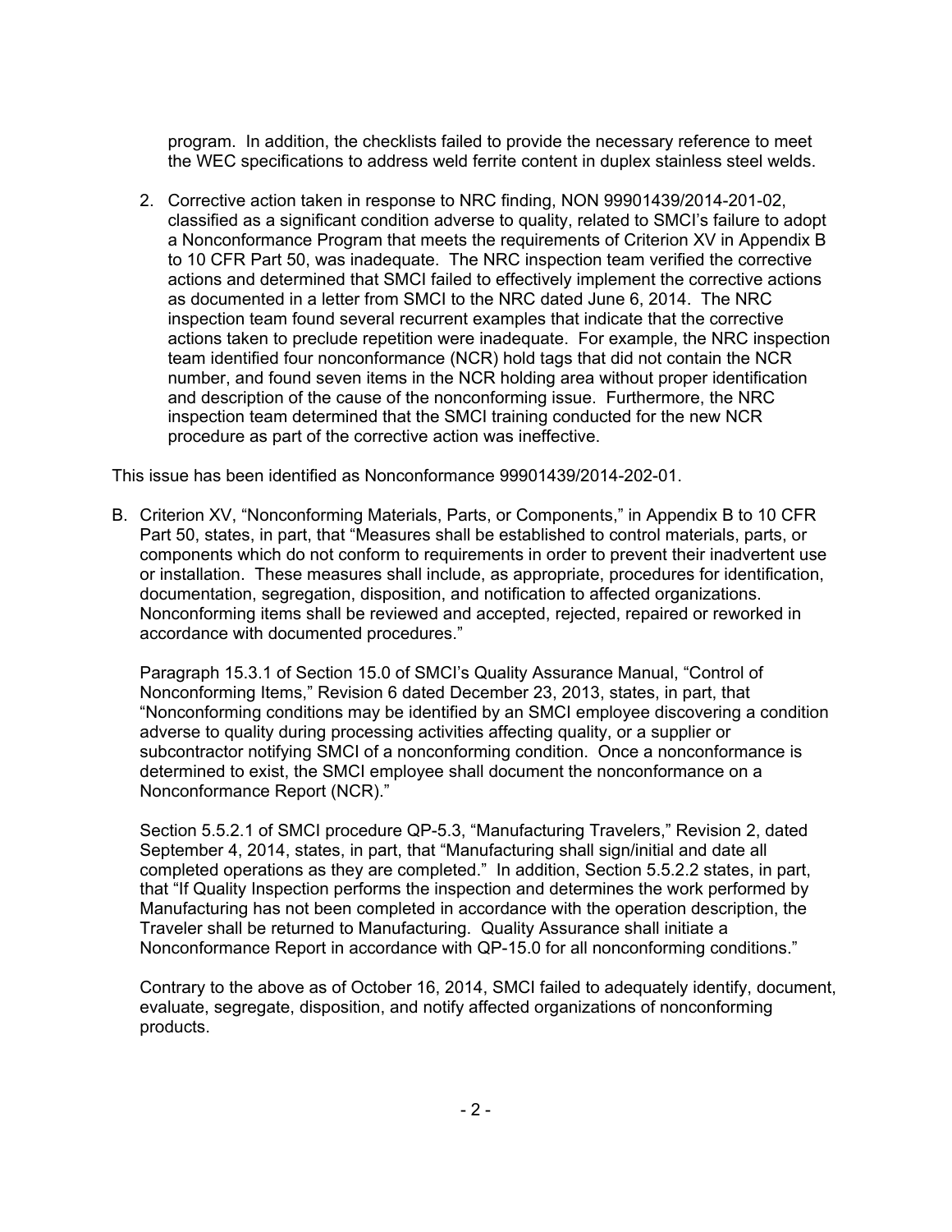program. In addition, the checklists failed to provide the necessary reference to meet the WEC specifications to address weld ferrite content in duplex stainless steel welds.

2. Corrective action taken in response to NRC finding, NON 99901439/2014-201-02, classified as a significant condition adverse to quality, related to SMCI's failure to adopt a Nonconformance Program that meets the requirements of Criterion XV in Appendix B to 10 CFR Part 50, was inadequate. The NRC inspection team verified the corrective actions and determined that SMCI failed to effectively implement the corrective actions as documented in a letter from SMCI to the NRC dated June 6, 2014. The NRC inspection team found several recurrent examples that indicate that the corrective actions taken to preclude repetition were inadequate. For example, the NRC inspection team identified four nonconformance (NCR) hold tags that did not contain the NCR number, and found seven items in the NCR holding area without proper identification and description of the cause of the nonconforming issue. Furthermore, the NRC inspection team determined that the SMCI training conducted for the new NCR procedure as part of the corrective action was ineffective.

This issue has been identified as Nonconformance 99901439/2014-202-01.

B. Criterion XV, "Nonconforming Materials, Parts, or Components," in Appendix B to 10 CFR Part 50, states, in part, that "Measures shall be established to control materials, parts, or components which do not conform to requirements in order to prevent their inadvertent use or installation. These measures shall include, as appropriate, procedures for identification, documentation, segregation, disposition, and notification to affected organizations. Nonconforming items shall be reviewed and accepted, rejected, repaired or reworked in accordance with documented procedures."

   Paragraph 15.3.1 of Section 15.0 of SMCI's Quality Assurance Manual, "Control of Nonconforming Items," Revision 6 dated December 23, 2013, states, in part, that "Nonconforming conditions may be identified by an SMCI employee discovering a condition adverse to quality during processing activities affecting quality, or a supplier or subcontractor notifying SMCI of a nonconforming condition. Once a nonconformance is determined to exist, the SMCI employee shall document the nonconformance on a Nonconformance Report (NCR)."

   Section 5.5.2.1 of SMCI procedure QP-5.3, "Manufacturing Travelers," Revision 2, dated September 4, 2014, states, in part, that "Manufacturing shall sign/initial and date all completed operations as they are completed." In addition, Section 5.5.2.2 states, in part, that "If Quality Inspection performs the inspection and determines the work performed by Manufacturing has not been completed in accordance with the operation description, the Traveler shall be returned to Manufacturing. Quality Assurance shall initiate a Nonconformance Report in accordance with QP-15.0 for all nonconforming conditions."

   Contrary to the above as of October 16, 2014, SMCI failed to adequately identify, document, evaluate, segregate, disposition, and notify affected organizations of nonconforming products.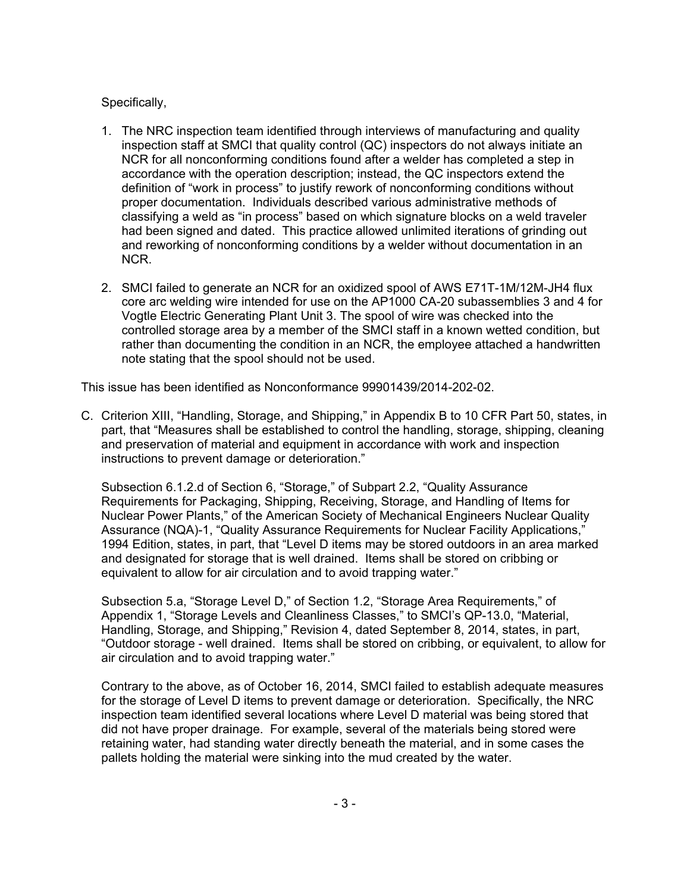Specifically,

1. The NRC inspection team identified through interviews of manufacturing and quality inspection staff at SMCI that quality control (QC) inspectors do not always initiate an NCR for all nonconforming conditions found after a welder has completed a step in accordance with the operation description; instead, the QC inspectors extend the definition of "work in process" to justify rework of nonconforming conditions without proper documentation. Individuals described various administrative methods of classifying a weld as "in process" based on which signature blocks on a weld traveler had been signed and dated. This practice allowed unlimited iterations of grinding out and reworking of nonconforming conditions by a welder without documentation in an NCR.

2. SMCI failed to generate an NCR for an oxidized spool of AWS E71T-1M/12M-JH4 flux core arc welding wire intended for use on the AP1000 CA-20 subassemblies 3 and 4 for Vogtle Electric Generating Plant Unit 3. The spool of wire was checked into the controlled storage area by a member of the SMCI staff in a known wetted condition, but rather than documenting the condition in an NCR, the employee attached a handwritten note stating that the spool should not be used.

This issue has been identified as Nonconformance 99901439/2014-202-02.

C. Criterion XIII, "Handling, Storage, and Shipping," in Appendix B to 10 CFR Part 50, states, in part, that "Measures shall be established to control the handling, storage, shipping, cleaning and preservation of material and equipment in accordance with work and inspection instructions to prevent damage or deterioration."

   Subsection 6.1.2.d of Section 6, "Storage," of Subpart 2.2, "Quality Assurance Requirements for Packaging, Shipping, Receiving, Storage, and Handling of Items for Nuclear Power Plants," of the American Society of Mechanical Engineers Nuclear Quality Assurance (NQA)-1, "Quality Assurance Requirements for Nuclear Facility Applications," 1994 Edition, states, in part, that "Level D items may be stored outdoors in an area marked and designated for storage that is well drained. Items shall be stored on cribbing or equivalent to allow for air circulation and to avoid trapping water."

   Subsection 5.a, "Storage Level D," of Section 1.2, "Storage Area Requirements," of Appendix 1, "Storage Levels and Cleanliness Classes," to SMCI's QP-13.0, "Material, Handling, Storage, and Shipping," Revision 4, dated September 8, 2014, states, in part, "Outdoor storage - well drained. Items shall be stored on cribbing, or equivalent, to allow for air circulation and to avoid trapping water."

   Contrary to the above, as of October 16, 2014, SMCI failed to establish adequate measures for the storage of Level D items to prevent damage or deterioration. Specifically, the NRC inspection team identified several locations where Level D material was being stored that did not have proper drainage. For example, several of the materials being stored were retaining water, had standing water directly beneath the material, and in some cases the pallets holding the material were sinking into the mud created by the water.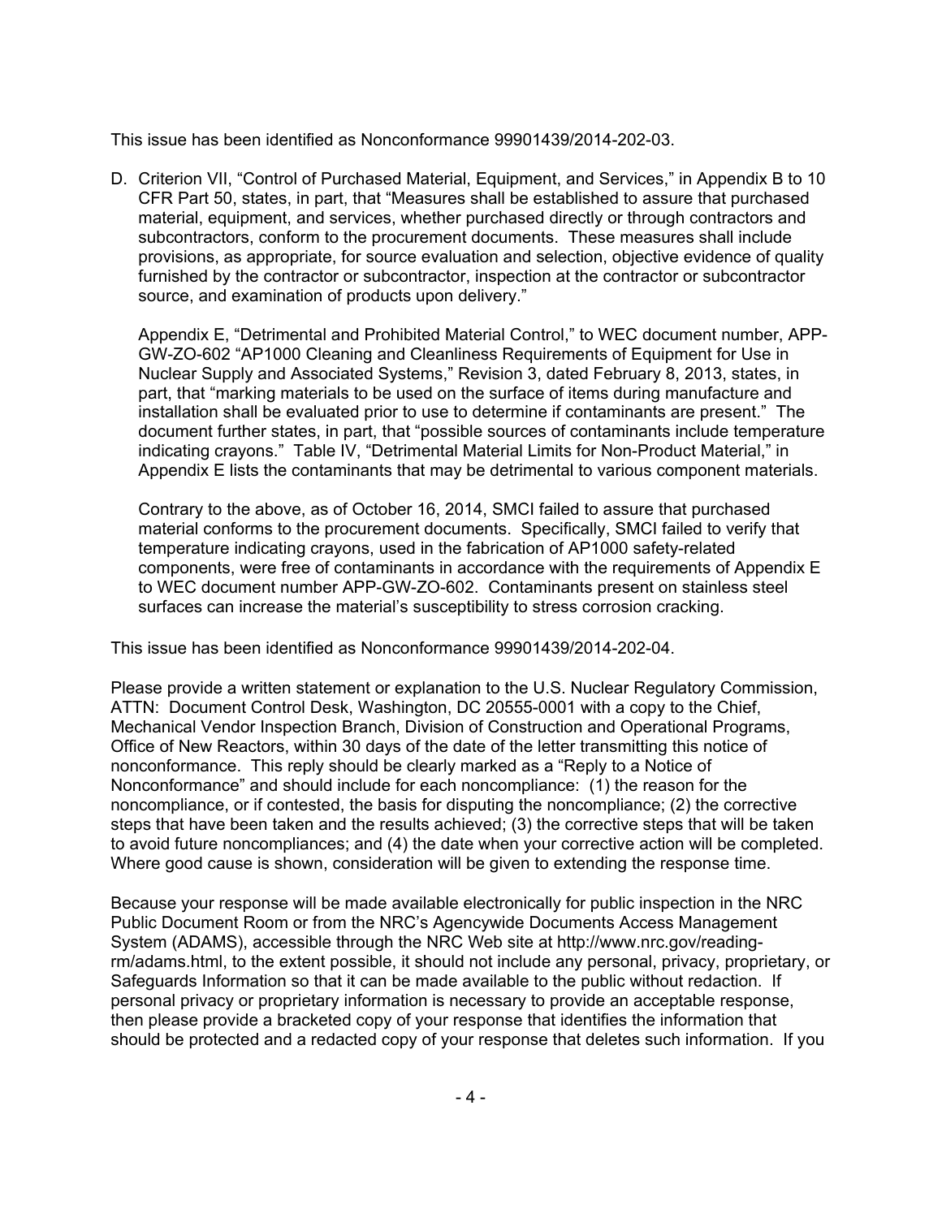This issue has been identified as Nonconformance 99901439/2014-202-03.

D. Criterion VII, "Control of Purchased Material, Equipment, and Services," in Appendix B to 10 CFR Part 50, states, in part, that "Measures shall be established to assure that purchased material, equipment, and services, whether purchased directly or through contractors and subcontractors, conform to the procurement documents. These measures shall include provisions, as appropriate, for source evaluation and selection, objective evidence of quality furnished by the contractor or subcontractor, inspection at the contractor or subcontractor source, and examination of products upon delivery."

   Appendix E, "Detrimental and Prohibited Material Control," to WEC document number, APP-GW-ZO-602 "AP1000 Cleaning and Cleanliness Requirements of Equipment for Use in Nuclear Supply and Associated Systems," Revision 3, dated February 8, 2013, states, in part, that "marking materials to be used on the surface of items during manufacture and installation shall be evaluated prior to use to determine if contaminants are present." The document further states, in part, that "possible sources of contaminants include temperature indicating crayons." Table IV, "Detrimental Material Limits for Non-Product Material," in Appendix E lists the contaminants that may be detrimental to various component materials.

   Contrary to the above, as of October 16, 2014, SMCI failed to assure that purchased material conforms to the procurement documents. Specifically, SMCI failed to verify that temperature indicating crayons, used in the fabrication of AP1000 safety-related components, were free of contaminants in accordance with the requirements of Appendix E to WEC document number APP-GW-ZO-602. Contaminants present on stainless steel surfaces can increase the material's susceptibility to stress corrosion cracking.

This issue has been identified as Nonconformance 99901439/2014-202-04.

Please provide a written statement or explanation to the U.S. Nuclear Regulatory Commission, ATTN: Document Control Desk, Washington, DC 20555-0001 with a copy to the Chief, Mechanical Vendor Inspection Branch, Division of Construction and Operational Programs, Office of New Reactors, within 30 days of the date of the letter transmitting this notice of nonconformance. This reply should be clearly marked as a "Reply to a Notice of Nonconformance" and should include for each noncompliance: (1) the reason for the noncompliance, or if contested, the basis for disputing the noncompliance; (2) the corrective steps that have been taken and the results achieved; (3) the corrective steps that will be taken to avoid future noncompliances; and (4) the date when your corrective action will be completed. Where good cause is shown, consideration will be given to extending the response time.

Because your response will be made available electronically for public inspection in the NRC Public Document Room or from the NRC's Agencywide Documents Access Management System (ADAMS), accessible through the NRC Web site at http://www.nrc.gov/reading-rm/adams.html, to the extent possible, it should not include any personal, privacy, proprietary, or Safeguards Information so that it can be made available to the public without redaction. If personal privacy or proprietary information is necessary to provide an acceptable response, then please provide a bracketed copy of your response that identifies the information that should be protected and a redacted copy of your response that deletes such information. If you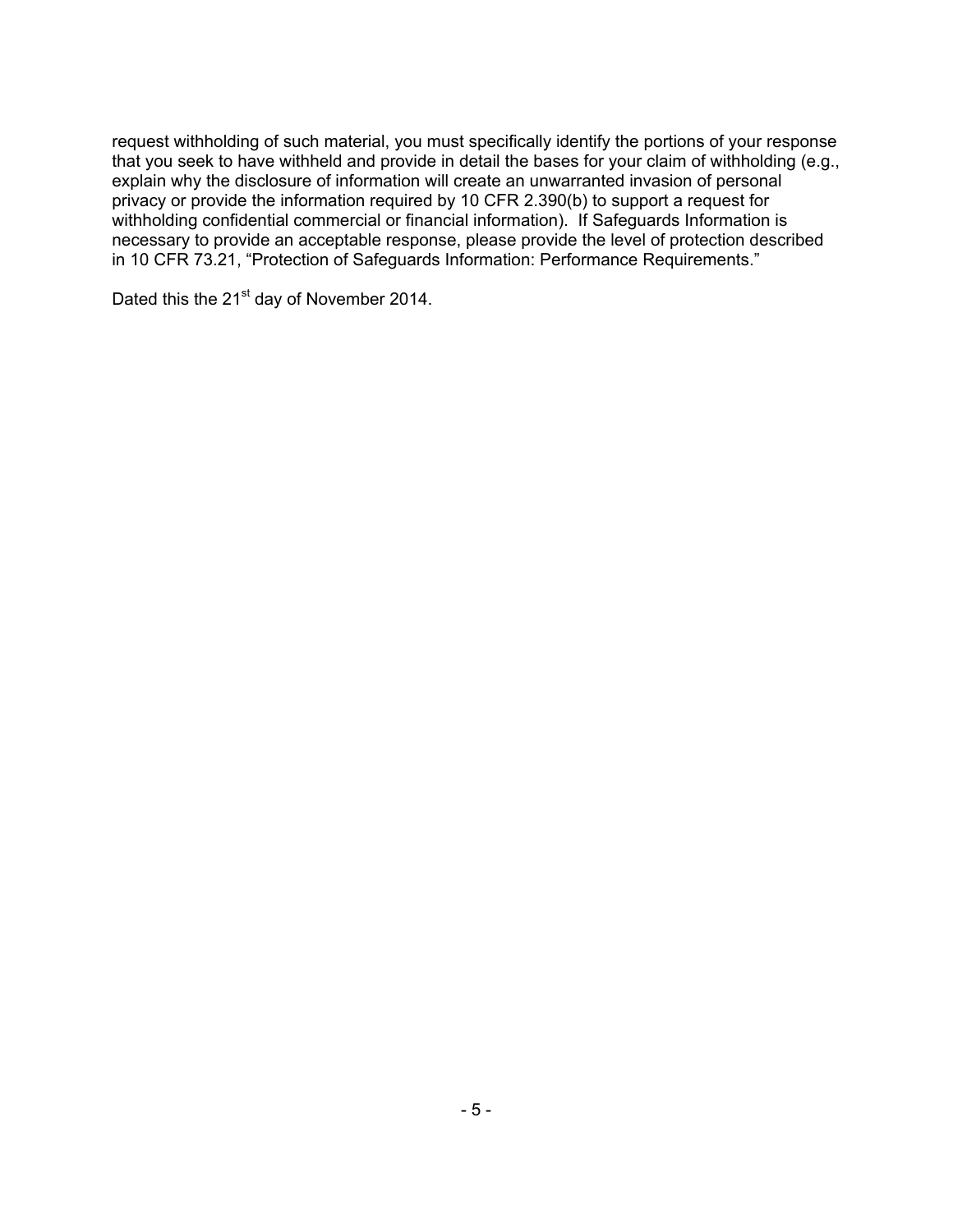request withholding of such material, you must specifically identify the portions of your response that you seek to have withheld and provide in detail the bases for your claim of withholding (e.g., explain why the disclosure of information will create an unwarranted invasion of personal privacy or provide the information required by 10 CFR 2.390(b) to support a request for withholding confidential commercial or financial information). If Safeguards Information is necessary to provide an acceptable response, please provide the level of protection described in 10 CFR 73.21, "Protection of Safeguards Information: Performance Requirements."

Dated this the 21st day of November 2014.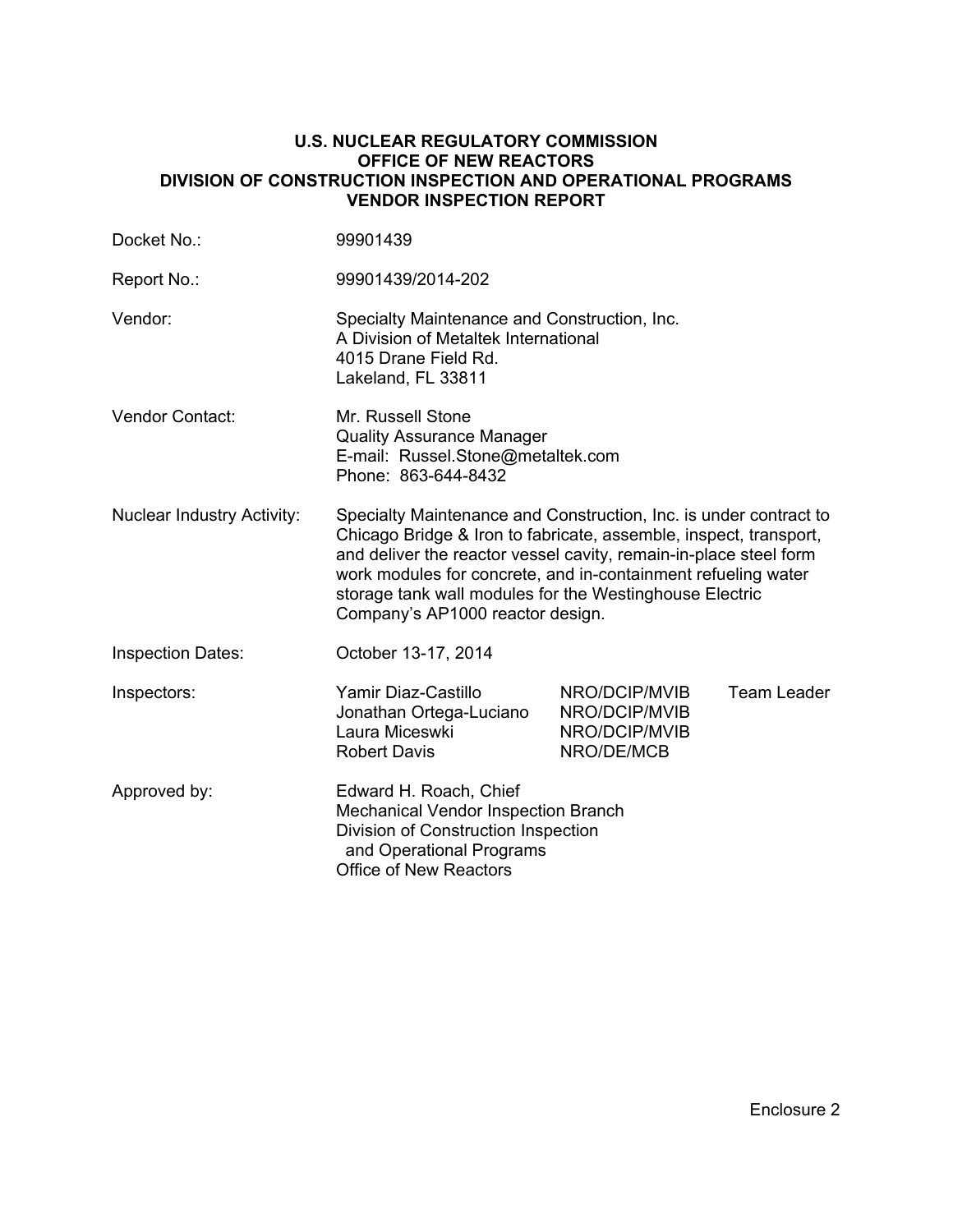**U.S. NUCLEAR REGULATORY COMMISSION**
**OFFICE OF NEW REACTORS**
**DIVISION OF CONSTRUCTION INSPECTION AND OPERATIONAL PROGRAMS**
**VENDOR INSPECTION REPORT**

Docket No.: 99901439

Report No.: 99901439/2014-202

Vendor: Specialty Maintenance and Construction, Inc.
A Division of Metaltek International
4015 Drane Field Rd.
Lakeland, FL 33811

Vendor Contact: Mr. Russell Stone
Quality Assurance Manager
E-mail: Russel.Stone@metaltek.com
Phone: 863-644-8432

Nuclear Industry Activity: Specialty Maintenance and Construction, Inc. is under contract to Chicago Bridge & Iron to fabricate, assemble, inspect, transport, and deliver the reactor vessel cavity, remain-in-place steel form work modules for concrete, and in-containment refueling water storage tank wall modules for the Westinghouse Electric Company's AP1000 reactor design.

Inspection Dates: October 13-17, 2014

Inspectors:

| | | |
|---|---|---|
| Yamir Diaz-Castillo | NRO/DCIP/MVIB | Team Leader |
| Jonathan Ortega-Luciano | NRO/DCIP/MVIB | |
| Laura Miceswki | NRO/DCIP/MVIB | |
| Robert Davis | NRO/DE/MCB | |

Approved by: Edward H. Roach, Chief
Mechanical Vendor Inspection Branch
Division of Construction Inspection
and Operational Programs
Office of New Reactors

Enclosure 2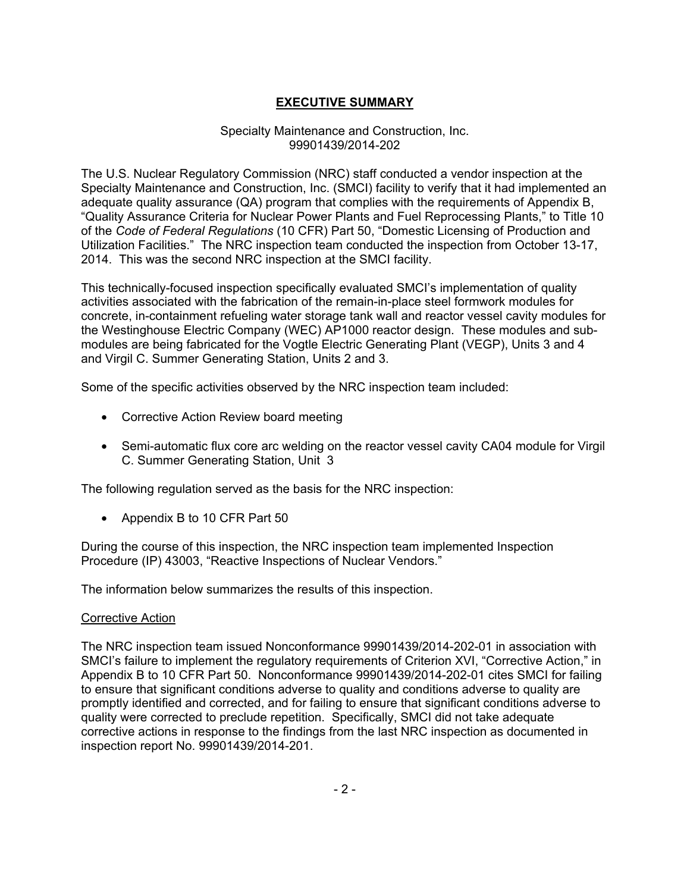# EXECUTIVE SUMMARY

Specialty Maintenance and Construction, Inc.
99901439/2014-202

The U.S. Nuclear Regulatory Commission (NRC) staff conducted a vendor inspection at the Specialty Maintenance and Construction, Inc. (SMCI) facility to verify that it had implemented an adequate quality assurance (QA) program that complies with the requirements of Appendix B, "Quality Assurance Criteria for Nuclear Power Plants and Fuel Reprocessing Plants," to Title 10 of the *Code of Federal Regulations* (10 CFR) Part 50, "Domestic Licensing of Production and Utilization Facilities." The NRC inspection team conducted the inspection from October 13-17, 2014. This was the second NRC inspection at the SMCI facility.

This technically-focused inspection specifically evaluated SMCI's implementation of quality activities associated with the fabrication of the remain-in-place steel formwork modules for concrete, in-containment refueling water storage tank wall and reactor vessel cavity modules for the Westinghouse Electric Company (WEC) AP1000 reactor design. These modules and sub-modules are being fabricated for the Vogtle Electric Generating Plant (VEGP), Units 3 and 4 and Virgil C. Summer Generating Station, Units 2 and 3.

Some of the specific activities observed by the NRC inspection team included:

- Corrective Action Review board meeting
- Semi-automatic flux core arc welding on the reactor vessel cavity CA04 module for Virgil C. Summer Generating Station, Unit 3

The following regulation served as the basis for the NRC inspection:

- Appendix B to 10 CFR Part 50

During the course of this inspection, the NRC inspection team implemented Inspection Procedure (IP) 43003, "Reactive Inspections of Nuclear Vendors."

The information below summarizes the results of this inspection.

## Corrective Action

The NRC inspection team issued Nonconformance 99901439/2014-202-01 in association with SMCI's failure to implement the regulatory requirements of Criterion XVI, "Corrective Action," in Appendix B to 10 CFR Part 50. Nonconformance 99901439/2014-202-01 cites SMCI for failing to ensure that significant conditions adverse to quality and conditions adverse to quality are promptly identified and corrected, and for failing to ensure that significant conditions adverse to quality were corrected to preclude repetition. Specifically, SMCI did not take adequate corrective actions in response to the findings from the last NRC inspection as documented in inspection report No. 99901439/2014-201.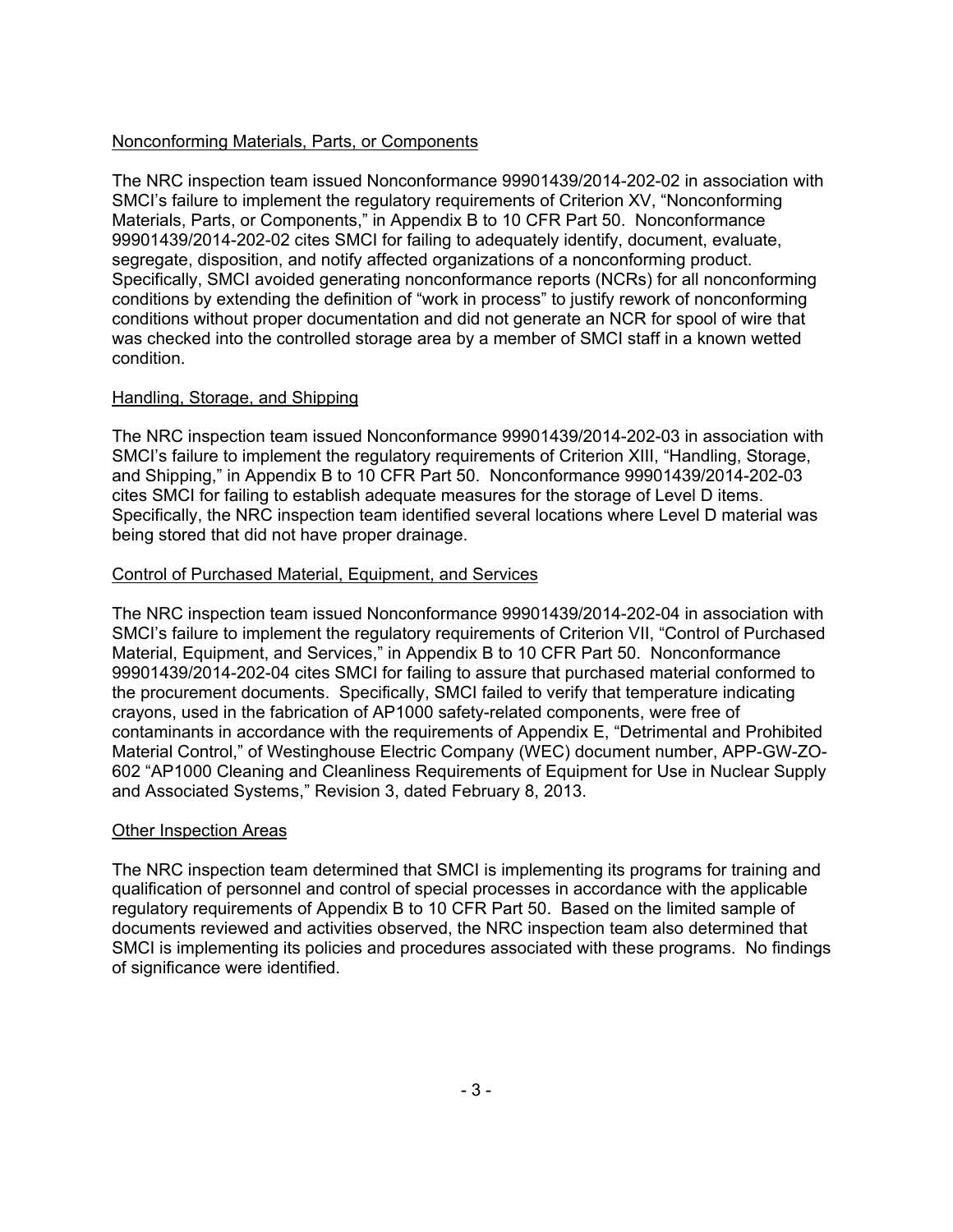## Nonconforming Materials, Parts, or Components

The NRC inspection team issued Nonconformance 99901439/2014-202-02 in association with SMCI's failure to implement the regulatory requirements of Criterion XV, "Nonconforming Materials, Parts, or Components," in Appendix B to 10 CFR Part 50. Nonconformance 99901439/2014-202-02 cites SMCI for failing to adequately identify, document, evaluate, segregate, disposition, and notify affected organizations of a nonconforming product. Specifically, SMCI avoided generating nonconformance reports (NCRs) for all nonconforming conditions by extending the definition of "work in process" to justify rework of nonconforming conditions without proper documentation and did not generate an NCR for spool of wire that was checked into the controlled storage area by a member of SMCI staff in a known wetted condition.

## Handling, Storage, and Shipping

The NRC inspection team issued Nonconformance 99901439/2014-202-03 in association with SMCI's failure to implement the regulatory requirements of Criterion XIII, "Handling, Storage, and Shipping," in Appendix B to 10 CFR Part 50. Nonconformance 99901439/2014-202-03 cites SMCI for failing to establish adequate measures for the storage of Level D items. Specifically, the NRC inspection team identified several locations where Level D material was being stored that did not have proper drainage.

## Control of Purchased Material, Equipment, and Services

The NRC inspection team issued Nonconformance 99901439/2014-202-04 in association with SMCI's failure to implement the regulatory requirements of Criterion VII, "Control of Purchased Material, Equipment, and Services," in Appendix B to 10 CFR Part 50. Nonconformance 99901439/2014-202-04 cites SMCI for failing to assure that purchased material conformed to the procurement documents. Specifically, SMCI failed to verify that temperature indicating crayons, used in the fabrication of AP1000 safety-related components, were free of contaminants in accordance with the requirements of Appendix E, "Detrimental and Prohibited Material Control," of Westinghouse Electric Company (WEC) document number, APP-GW-ZO-602 "AP1000 Cleaning and Cleanliness Requirements of Equipment for Use in Nuclear Supply and Associated Systems," Revision 3, dated February 8, 2013.

## Other Inspection Areas

The NRC inspection team determined that SMCI is implementing its programs for training and qualification of personnel and control of special processes in accordance with the applicable regulatory requirements of Appendix B to 10 CFR Part 50. Based on the limited sample of documents reviewed and activities observed, the NRC inspection team also determined that SMCI is implementing its policies and procedures associated with these programs. No findings of significance were identified.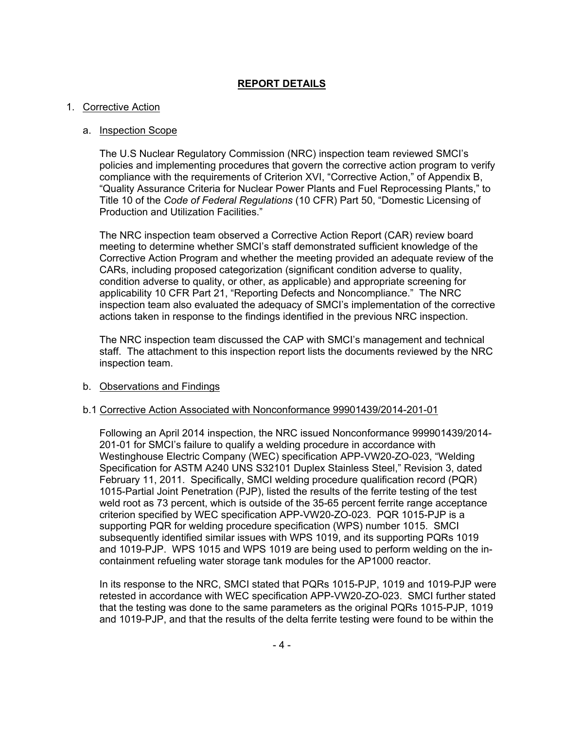## REPORT DETAILS

1. Corrective Action

   a. Inspection Scope

   The U.S Nuclear Regulatory Commission (NRC) inspection team reviewed SMCI's policies and implementing procedures that govern the corrective action program to verify compliance with the requirements of Criterion XVI, "Corrective Action," of Appendix B, "Quality Assurance Criteria for Nuclear Power Plants and Fuel Reprocessing Plants," to Title 10 of the *Code of Federal Regulations* (10 CFR) Part 50, "Domestic Licensing of Production and Utilization Facilities."

   The NRC inspection team observed a Corrective Action Report (CAR) review board meeting to determine whether SMCI's staff demonstrated sufficient knowledge of the Corrective Action Program and whether the meeting provided an adequate review of the CARs, including proposed categorization (significant condition adverse to quality, condition adverse to quality, or other, as applicable) and appropriate screening for applicability 10 CFR Part 21, "Reporting Defects and Noncompliance." The NRC inspection team also evaluated the adequacy of SMCI's implementation of the corrective actions taken in response to the findings identified in the previous NRC inspection.

   The NRC inspection team discussed the CAP with SMCI's management and technical staff. The attachment to this inspection report lists the documents reviewed by the NRC inspection team.

   b. Observations and Findings

   b.1 Corrective Action Associated with Nonconformance 99901439/2014-201-01

   Following an April 2014 inspection, the NRC issued Nonconformance 999901439/2014-201-01 for SMCI's failure to qualify a welding procedure in accordance with Westinghouse Electric Company (WEC) specification APP-VW20-ZO-023, "Welding Specification for ASTM A240 UNS S32101 Duplex Stainless Steel," Revision 3, dated February 11, 2011. Specifically, SMCI welding procedure qualification record (PQR) 1015-Partial Joint Penetration (PJP), listed the results of the ferrite testing of the test weld root as 73 percent, which is outside of the 35-65 percent ferrite range acceptance criterion specified by WEC specification APP-VW20-ZO-023. PQR 1015-PJP is a supporting PQR for welding procedure specification (WPS) number 1015. SMCI subsequently identified similar issues with WPS 1019, and its supporting PQRs 1019 and 1019-PJP. WPS 1015 and WPS 1019 are being used to perform welding on the in-containment refueling water storage tank modules for the AP1000 reactor.

   In its response to the NRC, SMCI stated that PQRs 1015-PJP, 1019 and 1019-PJP were retested in accordance with WEC specification APP-VW20-ZO-023. SMCI further stated that the testing was done to the same parameters as the original PQRs 1015-PJP, 1019 and 1019-PJP, and that the results of the delta ferrite testing were found to be within the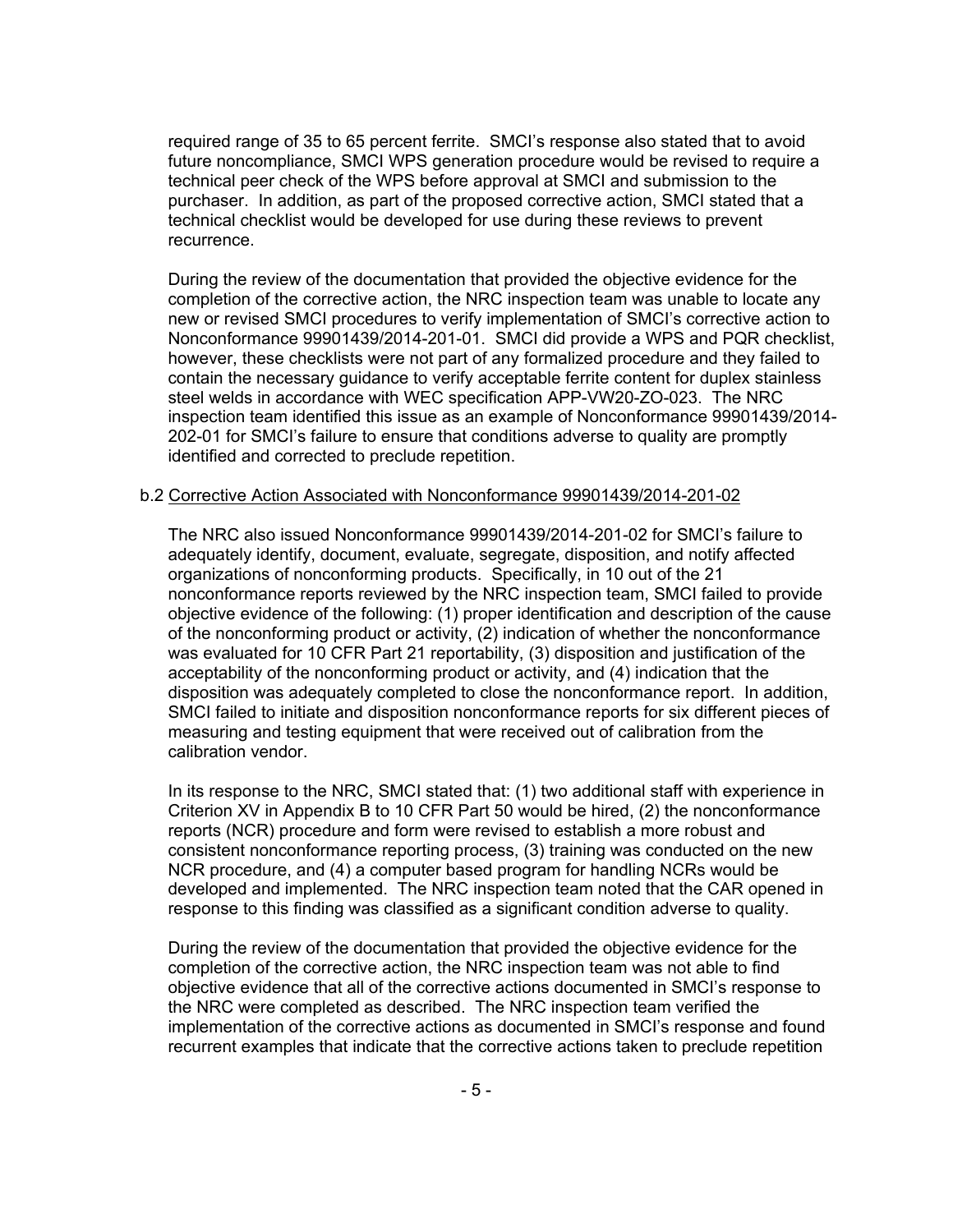required range of 35 to 65 percent ferrite. SMCI's response also stated that to avoid future noncompliance, SMCI WPS generation procedure would be revised to require a technical peer check of the WPS before approval at SMCI and submission to the purchaser. In addition, as part of the proposed corrective action, SMCI stated that a technical checklist would be developed for use during these reviews to prevent recurrence.

During the review of the documentation that provided the objective evidence for the completion of the corrective action, the NRC inspection team was unable to locate any new or revised SMCI procedures to verify implementation of SMCI's corrective action to Nonconformance 99901439/2014-201-01. SMCI did provide a WPS and PQR checklist, however, these checklists were not part of any formalized procedure and they failed to contain the necessary guidance to verify acceptable ferrite content for duplex stainless steel welds in accordance with WEC specification APP-VW20-ZO-023. The NRC inspection team identified this issue as an example of Nonconformance 99901439/2014-202-01 for SMCI's failure to ensure that conditions adverse to quality are promptly identified and corrected to preclude repetition.

b.2 <u>Corrective Action Associated with Nonconformance 99901439/2014-201-02</u>

The NRC also issued Nonconformance 99901439/2014-201-02 for SMCI's failure to adequately identify, document, evaluate, segregate, disposition, and notify affected organizations of nonconforming products. Specifically, in 10 out of the 21 nonconformance reports reviewed by the NRC inspection team, SMCI failed to provide objective evidence of the following: (1) proper identification and description of the cause of the nonconforming product or activity, (2) indication of whether the nonconformance was evaluated for 10 CFR Part 21 reportability, (3) disposition and justification of the acceptability of the nonconforming product or activity, and (4) indication that the disposition was adequately completed to close the nonconformance report. In addition, SMCI failed to initiate and disposition nonconformance reports for six different pieces of measuring and testing equipment that were received out of calibration from the calibration vendor.

In its response to the NRC, SMCI stated that: (1) two additional staff with experience in Criterion XV in Appendix B to 10 CFR Part 50 would be hired, (2) the nonconformance reports (NCR) procedure and form were revised to establish a more robust and consistent nonconformance reporting process, (3) training was conducted on the new NCR procedure, and (4) a computer based program for handling NCRs would be developed and implemented. The NRC inspection team noted that the CAR opened in response to this finding was classified as a significant condition adverse to quality.

During the review of the documentation that provided the objective evidence for the completion of the corrective action, the NRC inspection team was not able to find objective evidence that all of the corrective actions documented in SMCI's response to the NRC were completed as described. The NRC inspection team verified the implementation of the corrective actions as documented in SMCI's response and found recurrent examples that indicate that the corrective actions taken to preclude repetition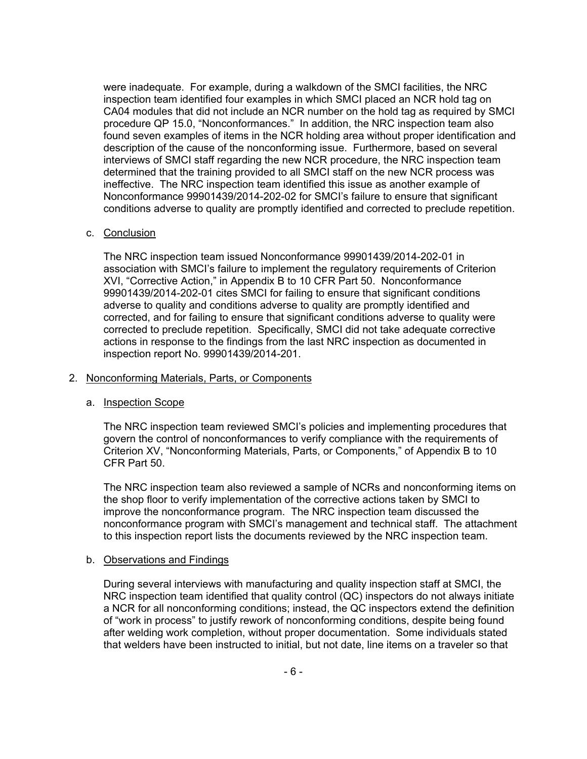were inadequate. For example, during a walkdown of the SMCI facilities, the NRC inspection team identified four examples in which SMCI placed an NCR hold tag on CA04 modules that did not include an NCR number on the hold tag as required by SMCI procedure QP 15.0, "Nonconformances." In addition, the NRC inspection team also found seven examples of items in the NCR holding area without proper identification and description of the cause of the nonconforming issue. Furthermore, based on several interviews of SMCI staff regarding the new NCR procedure, the NRC inspection team determined that the training provided to all SMCI staff on the new NCR process was ineffective. The NRC inspection team identified this issue as another example of Nonconformance 99901439/2014-202-02 for SMCI's failure to ensure that significant conditions adverse to quality are promptly identified and corrected to preclude repetition.

c. Conclusion

The NRC inspection team issued Nonconformance 99901439/2014-202-01 in association with SMCI's failure to implement the regulatory requirements of Criterion XVI, "Corrective Action," in Appendix B to 10 CFR Part 50. Nonconformance 99901439/2014-202-01 cites SMCI for failing to ensure that significant conditions adverse to quality and conditions adverse to quality are promptly identified and corrected, and for failing to ensure that significant conditions adverse to quality were corrected to preclude repetition. Specifically, SMCI did not take adequate corrective actions in response to the findings from the last NRC inspection as documented in inspection report No. 99901439/2014-201.

2. Nonconforming Materials, Parts, or Components

a. Inspection Scope

The NRC inspection team reviewed SMCI's policies and implementing procedures that govern the control of nonconformances to verify compliance with the requirements of Criterion XV, "Nonconforming Materials, Parts, or Components," of Appendix B to 10 CFR Part 50.

The NRC inspection team also reviewed a sample of NCRs and nonconforming items on the shop floor to verify implementation of the corrective actions taken by SMCI to improve the nonconformance program. The NRC inspection team discussed the nonconformance program with SMCI's management and technical staff. The attachment to this inspection report lists the documents reviewed by the NRC inspection team.

b. Observations and Findings

During several interviews with manufacturing and quality inspection staff at SMCI, the NRC inspection team identified that quality control (QC) inspectors do not always initiate a NCR for all nonconforming conditions; instead, the QC inspectors extend the definition of "work in process" to justify rework of nonconforming conditions, despite being found after welding work completion, without proper documentation. Some individuals stated that welders have been instructed to initial, but not date, line items on a traveler so that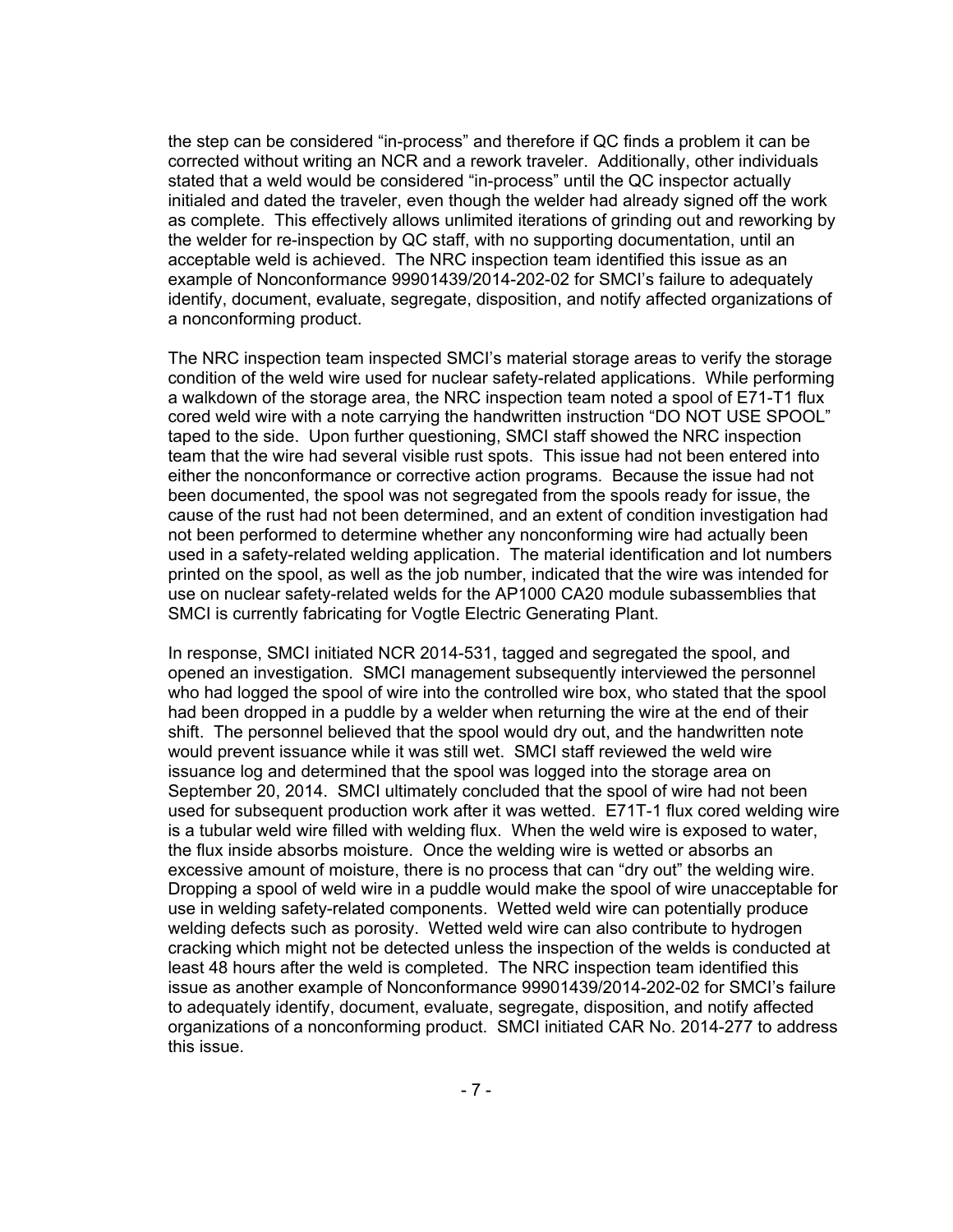the step can be considered "in-process" and therefore if QC finds a problem it can be corrected without writing an NCR and a rework traveler. Additionally, other individuals stated that a weld would be considered "in-process" until the QC inspector actually initialed and dated the traveler, even though the welder had already signed off the work as complete. This effectively allows unlimited iterations of grinding out and reworking by the welder for re-inspection by QC staff, with no supporting documentation, until an acceptable weld is achieved. The NRC inspection team identified this issue as an example of Nonconformance 99901439/2014-202-02 for SMCI's failure to adequately identify, document, evaluate, segregate, disposition, and notify affected organizations of a nonconforming product.

The NRC inspection team inspected SMCI's material storage areas to verify the storage condition of the weld wire used for nuclear safety-related applications. While performing a walkdown of the storage area, the NRC inspection team noted a spool of E71-T1 flux cored weld wire with a note carrying the handwritten instruction "DO NOT USE SPOOL" taped to the side. Upon further questioning, SMCI staff showed the NRC inspection team that the wire had several visible rust spots. This issue had not been entered into either the nonconformance or corrective action programs. Because the issue had not been documented, the spool was not segregated from the spools ready for issue, the cause of the rust had not been determined, and an extent of condition investigation had not been performed to determine whether any nonconforming wire had actually been used in a safety-related welding application. The material identification and lot numbers printed on the spool, as well as the job number, indicated that the wire was intended for use on nuclear safety-related welds for the AP1000 CA20 module subassemblies that SMCI is currently fabricating for Vogtle Electric Generating Plant.

In response, SMCI initiated NCR 2014-531, tagged and segregated the spool, and opened an investigation. SMCI management subsequently interviewed the personnel who had logged the spool of wire into the controlled wire box, who stated that the spool had been dropped in a puddle by a welder when returning the wire at the end of their shift. The personnel believed that the spool would dry out, and the handwritten note would prevent issuance while it was still wet. SMCI staff reviewed the weld wire issuance log and determined that the spool was logged into the storage area on September 20, 2014. SMCI ultimately concluded that the spool of wire had not been used for subsequent production work after it was wetted. E71T-1 flux cored welding wire is a tubular weld wire filled with welding flux. When the weld wire is exposed to water, the flux inside absorbs moisture. Once the welding wire is wetted or absorbs an excessive amount of moisture, there is no process that can "dry out" the welding wire. Dropping a spool of weld wire in a puddle would make the spool of wire unacceptable for use in welding safety-related components. Wetted weld wire can potentially produce welding defects such as porosity. Wetted weld wire can also contribute to hydrogen cracking which might not be detected unless the inspection of the welds is conducted at least 48 hours after the weld is completed. The NRC inspection team identified this issue as another example of Nonconformance 99901439/2014-202-02 for SMCI's failure to adequately identify, document, evaluate, segregate, disposition, and notify affected organizations of a nonconforming product. SMCI initiated CAR No. 2014-277 to address this issue.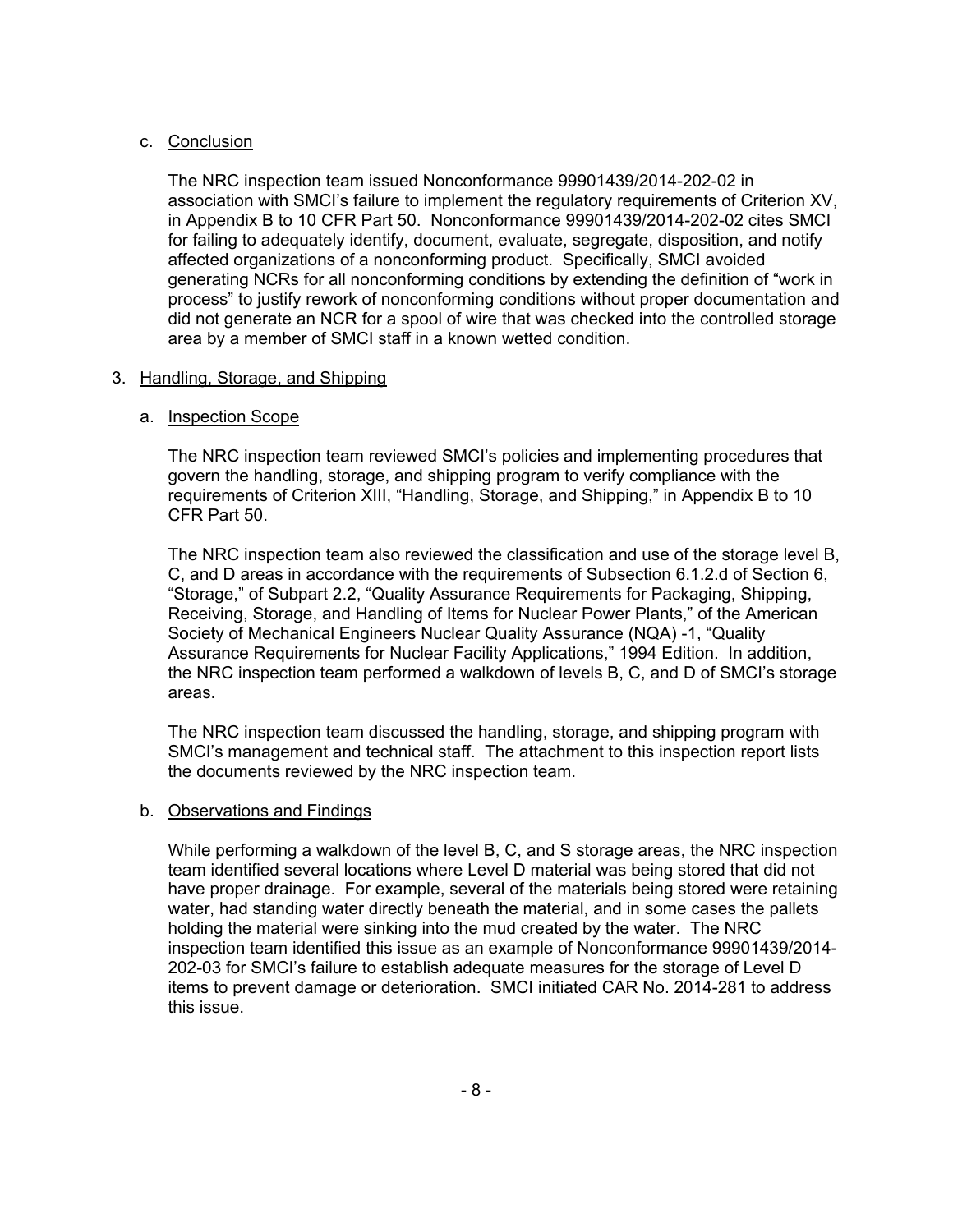c. Conclusion

The NRC inspection team issued Nonconformance 99901439/2014-202-02 in association with SMCI's failure to implement the regulatory requirements of Criterion XV, in Appendix B to 10 CFR Part 50. Nonconformance 99901439/2014-202-02 cites SMCI for failing to adequately identify, document, evaluate, segregate, disposition, and notify affected organizations of a nonconforming product. Specifically, SMCI avoided generating NCRs for all nonconforming conditions by extending the definition of "work in process" to justify rework of nonconforming conditions without proper documentation and did not generate an NCR for a spool of wire that was checked into the controlled storage area by a member of SMCI staff in a known wetted condition.

3. Handling, Storage, and Shipping

a. Inspection Scope

The NRC inspection team reviewed SMCI's policies and implementing procedures that govern the handling, storage, and shipping program to verify compliance with the requirements of Criterion XIII, "Handling, Storage, and Shipping," in Appendix B to 10 CFR Part 50.

The NRC inspection team also reviewed the classification and use of the storage level B, C, and D areas in accordance with the requirements of Subsection 6.1.2.d of Section 6, "Storage," of Subpart 2.2, "Quality Assurance Requirements for Packaging, Shipping, Receiving, Storage, and Handling of Items for Nuclear Power Plants," of the American Society of Mechanical Engineers Nuclear Quality Assurance (NQA) -1, "Quality Assurance Requirements for Nuclear Facility Applications," 1994 Edition. In addition, the NRC inspection team performed a walkdown of levels B, C, and D of SMCI's storage areas.

The NRC inspection team discussed the handling, storage, and shipping program with SMCI's management and technical staff. The attachment to this inspection report lists the documents reviewed by the NRC inspection team.

b. Observations and Findings

While performing a walkdown of the level B, C, and S storage areas, the NRC inspection team identified several locations where Level D material was being stored that did not have proper drainage. For example, several of the materials being stored were retaining water, had standing water directly beneath the material, and in some cases the pallets holding the material were sinking into the mud created by the water. The NRC inspection team identified this issue as an example of Nonconformance 99901439/2014-202-03 for SMCI's failure to establish adequate measures for the storage of Level D items to prevent damage or deterioration. SMCI initiated CAR No. 2014-281 to address this issue.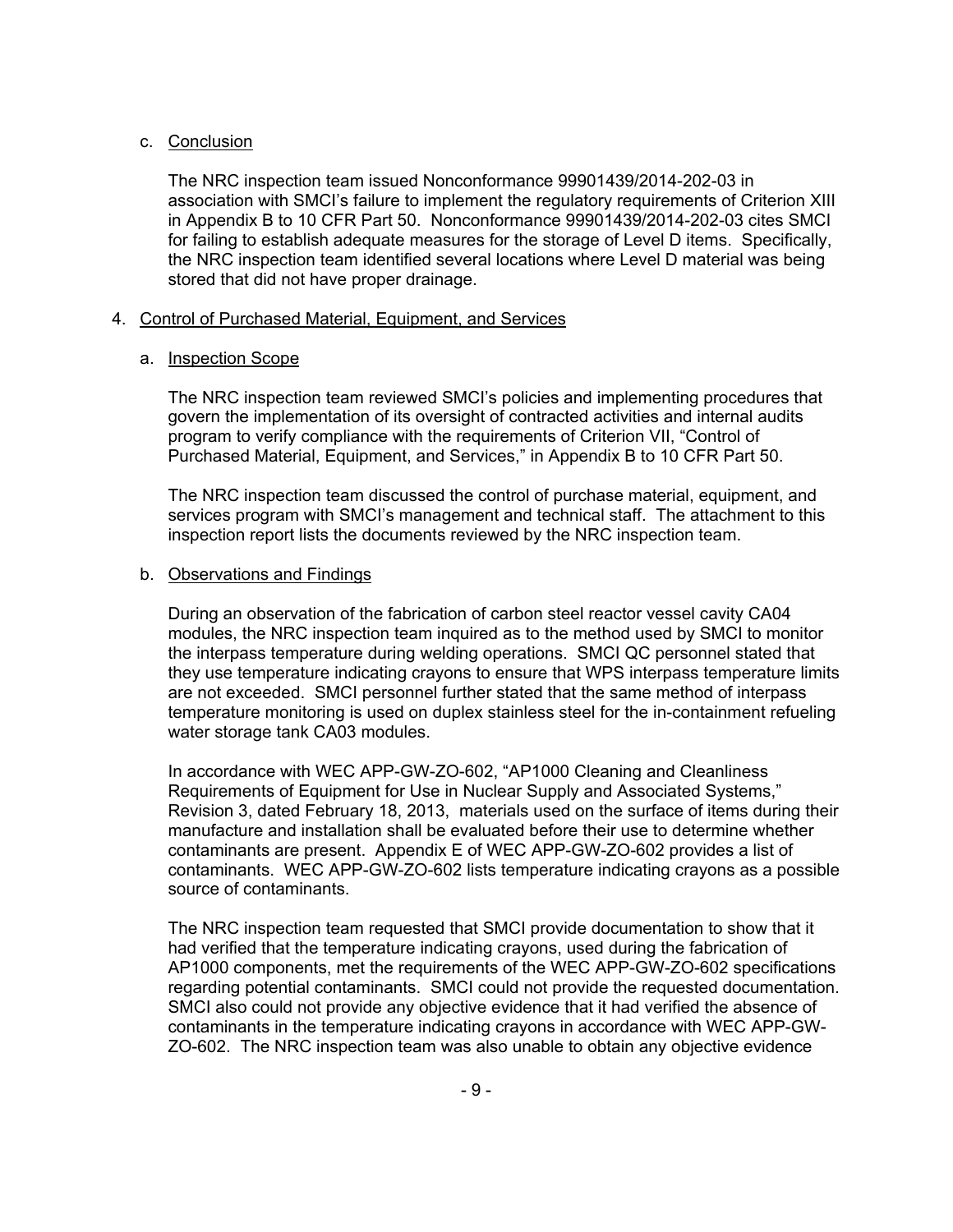c. Conclusion

The NRC inspection team issued Nonconformance 99901439/2014-202-03 in association with SMCI's failure to implement the regulatory requirements of Criterion XIII in Appendix B to 10 CFR Part 50. Nonconformance 99901439/2014-202-03 cites SMCI for failing to establish adequate measures for the storage of Level D items. Specifically, the NRC inspection team identified several locations where Level D material was being stored that did not have proper drainage.

4. Control of Purchased Material, Equipment, and Services

a. Inspection Scope

The NRC inspection team reviewed SMCI's policies and implementing procedures that govern the implementation of its oversight of contracted activities and internal audits program to verify compliance with the requirements of Criterion VII, "Control of Purchased Material, Equipment, and Services," in Appendix B to 10 CFR Part 50.

The NRC inspection team discussed the control of purchase material, equipment, and services program with SMCI's management and technical staff. The attachment to this inspection report lists the documents reviewed by the NRC inspection team.

b. Observations and Findings

During an observation of the fabrication of carbon steel reactor vessel cavity CA04 modules, the NRC inspection team inquired as to the method used by SMCI to monitor the interpass temperature during welding operations. SMCI QC personnel stated that they use temperature indicating crayons to ensure that WPS interpass temperature limits are not exceeded. SMCI personnel further stated that the same method of interpass temperature monitoring is used on duplex stainless steel for the in-containment refueling water storage tank CA03 modules.

In accordance with WEC APP-GW-ZO-602, "AP1000 Cleaning and Cleanliness Requirements of Equipment for Use in Nuclear Supply and Associated Systems," Revision 3, dated February 18, 2013, materials used on the surface of items during their manufacture and installation shall be evaluated before their use to determine whether contaminants are present. Appendix E of WEC APP-GW-ZO-602 provides a list of contaminants. WEC APP-GW-ZO-602 lists temperature indicating crayons as a possible source of contaminants.

The NRC inspection team requested that SMCI provide documentation to show that it had verified that the temperature indicating crayons, used during the fabrication of AP1000 components, met the requirements of the WEC APP-GW-ZO-602 specifications regarding potential contaminants. SMCI could not provide the requested documentation. SMCI also could not provide any objective evidence that it had verified the absence of contaminants in the temperature indicating crayons in accordance with WEC APP-GW-ZO-602. The NRC inspection team was also unable to obtain any objective evidence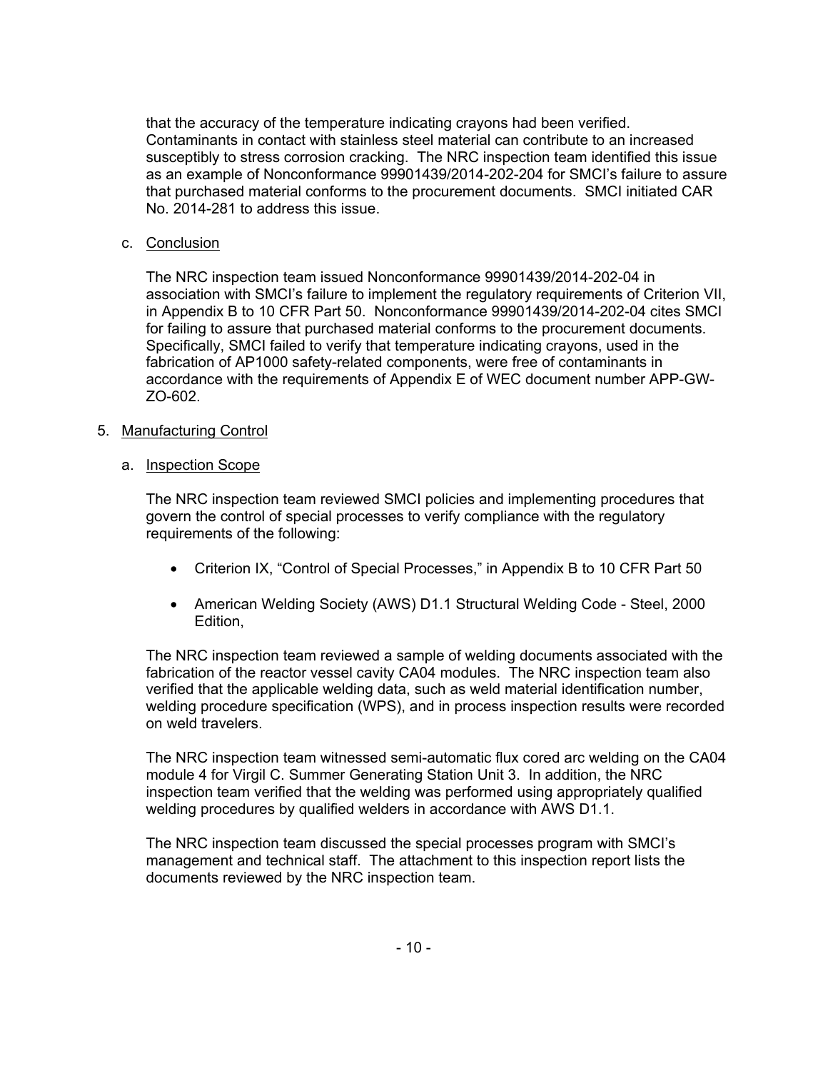that the accuracy of the temperature indicating crayons had been verified. Contaminants in contact with stainless steel material can contribute to an increased susceptibly to stress corrosion cracking. The NRC inspection team identified this issue as an example of Nonconformance 99901439/2014-202-204 for SMCI's failure to assure that purchased material conforms to the procurement documents. SMCI initiated CAR No. 2014-281 to address this issue.

c. Conclusion

The NRC inspection team issued Nonconformance 99901439/2014-202-04 in association with SMCI's failure to implement the regulatory requirements of Criterion VII, in Appendix B to 10 CFR Part 50. Nonconformance 99901439/2014-202-04 cites SMCI for failing to assure that purchased material conforms to the procurement documents. Specifically, SMCI failed to verify that temperature indicating crayons, used in the fabrication of AP1000 safety-related components, were free of contaminants in accordance with the requirements of Appendix E of WEC document number APP-GW-ZO-602.

5. Manufacturing Control

a. Inspection Scope

The NRC inspection team reviewed SMCI policies and implementing procedures that govern the control of special processes to verify compliance with the regulatory requirements of the following:

- Criterion IX, "Control of Special Processes," in Appendix B to 10 CFR Part 50
- American Welding Society (AWS) D1.1 Structural Welding Code - Steel, 2000 Edition,

The NRC inspection team reviewed a sample of welding documents associated with the fabrication of the reactor vessel cavity CA04 modules. The NRC inspection team also verified that the applicable welding data, such as weld material identification number, welding procedure specification (WPS), and in process inspection results were recorded on weld travelers.

The NRC inspection team witnessed semi-automatic flux cored arc welding on the CA04 module 4 for Virgil C. Summer Generating Station Unit 3. In addition, the NRC inspection team verified that the welding was performed using appropriately qualified welding procedures by qualified welders in accordance with AWS D1.1.

The NRC inspection team discussed the special processes program with SMCI's management and technical staff. The attachment to this inspection report lists the documents reviewed by the NRC inspection team.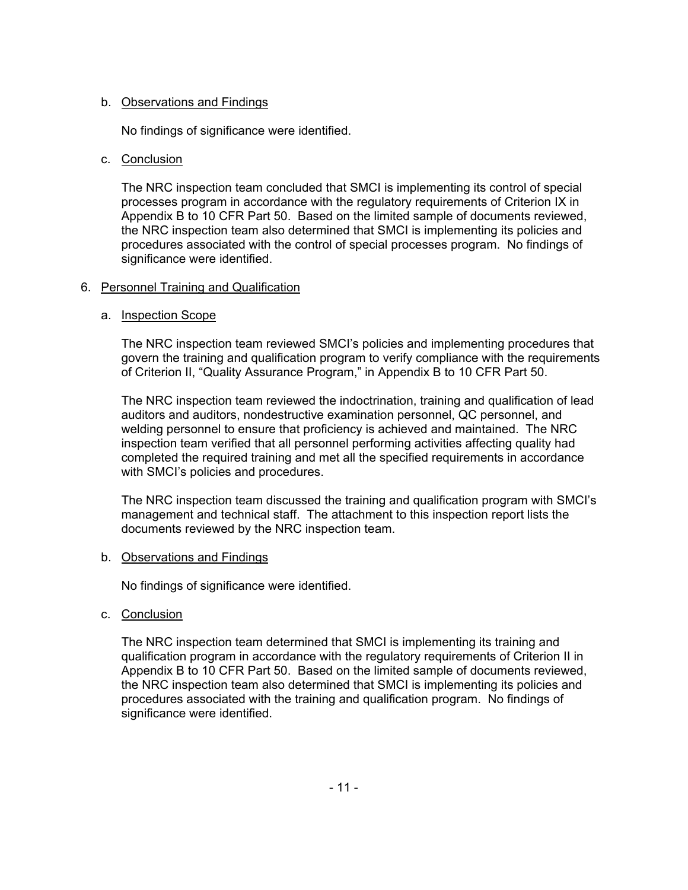b. Observations and Findings

   No findings of significance were identified.

c. Conclusion

   The NRC inspection team concluded that SMCI is implementing its control of special processes program in accordance with the regulatory requirements of Criterion IX in Appendix B to 10 CFR Part 50. Based on the limited sample of documents reviewed, the NRC inspection team also determined that SMCI is implementing its policies and procedures associated with the control of special processes program. No findings of significance were identified.

6. Personnel Training and Qualification

a. Inspection Scope

   The NRC inspection team reviewed SMCI's policies and implementing procedures that govern the training and qualification program to verify compliance with the requirements of Criterion II, "Quality Assurance Program," in Appendix B to 10 CFR Part 50.

   The NRC inspection team reviewed the indoctrination, training and qualification of lead auditors and auditors, nondestructive examination personnel, QC personnel, and welding personnel to ensure that proficiency is achieved and maintained. The NRC inspection team verified that all personnel performing activities affecting quality had completed the required training and met all the specified requirements in accordance with SMCI's policies and procedures.

   The NRC inspection team discussed the training and qualification program with SMCI's management and technical staff. The attachment to this inspection report lists the documents reviewed by the NRC inspection team.

b. Observations and Findings

   No findings of significance were identified.

c. Conclusion

   The NRC inspection team determined that SMCI is implementing its training and qualification program in accordance with the regulatory requirements of Criterion II in Appendix B to 10 CFR Part 50. Based on the limited sample of documents reviewed, the NRC inspection team also determined that SMCI is implementing its policies and procedures associated with the training and qualification program. No findings of significance were identified.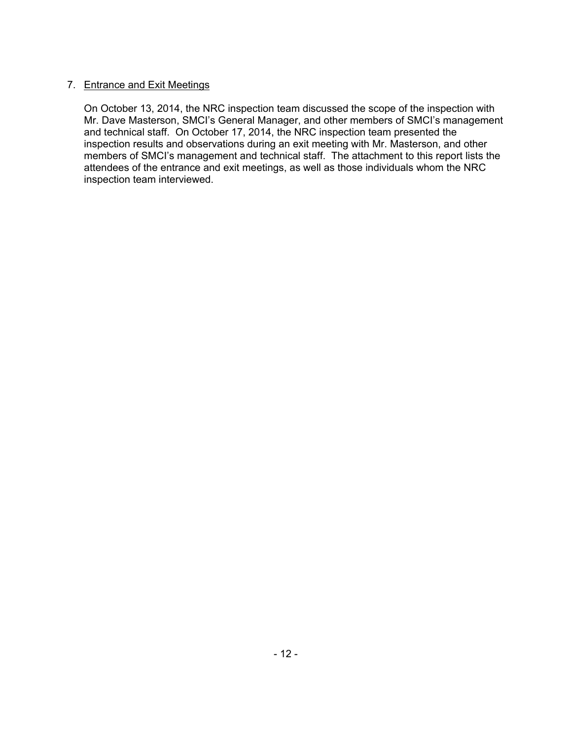## 7. Entrance and Exit Meetings

On October 13, 2014, the NRC inspection team discussed the scope of the inspection with Mr. Dave Masterson, SMCI's General Manager, and other members of SMCI's management and technical staff. On October 17, 2014, the NRC inspection team presented the inspection results and observations during an exit meeting with Mr. Masterson, and other members of SMCI's management and technical staff. The attachment to this report lists the attendees of the entrance and exit meetings, as well as those individuals whom the NRC inspection team interviewed.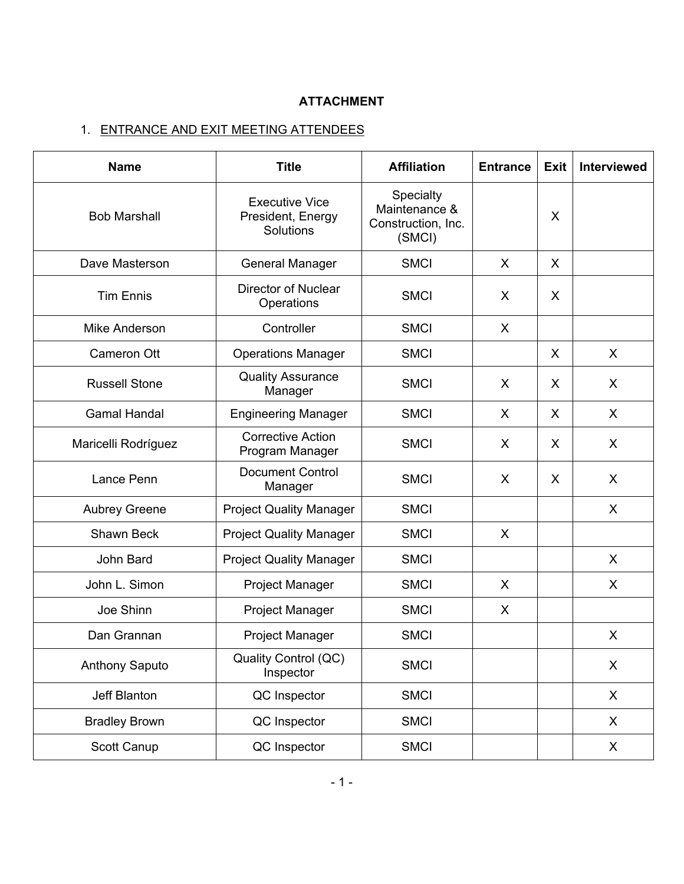**ATTACHMENT**

1. ENTRANCE AND EXIT MEETING ATTENDEES

| Name | Title | Affiliation | Entrance | Exit | Interviewed |
|---|---|---|---|---|---|
| Bob Marshall | Executive Vice President, Energy Solutions | Specialty Maintenance & Construction, Inc. (SMCI) | | X | |
| Dave Masterson | General Manager | SMCI | X | X | |
| Tim Ennis | Director of Nuclear Operations | SMCI | X | X | |
| Mike Anderson | Controller | SMCI | X | | |
| Cameron Ott | Operations Manager | SMCI | | X | X |
| Russell Stone | Quality Assurance Manager | SMCI | X | X | X |
| Gamal Handal | Engineering Manager | SMCI | X | X | X |
| Maricelli Rodríguez | Corrective Action Program Manager | SMCI | X | X | X |
| Lance Penn | Document Control Manager | SMCI | X | X | X |
| Aubrey Greene | Project Quality Manager | SMCI | | | X |
| Shawn Beck | Project Quality Manager | SMCI | X | | |
| John Bard | Project Quality Manager | SMCI | | | X |
| John L. Simon | Project Manager | SMCI | X | | X |
| Joe Shinn | Project Manager | SMCI | X | | |
| Dan Grannan | Project Manager | SMCI | | | X |
| Anthony Saputo | Quality Control (QC) Inspector | SMCI | | | X |
| Jeff Blanton | QC Inspector | SMCI | | | X |
| Bradley Brown | QC Inspector | SMCI | | | X |
| Scott Canup | QC Inspector | SMCI | | | X |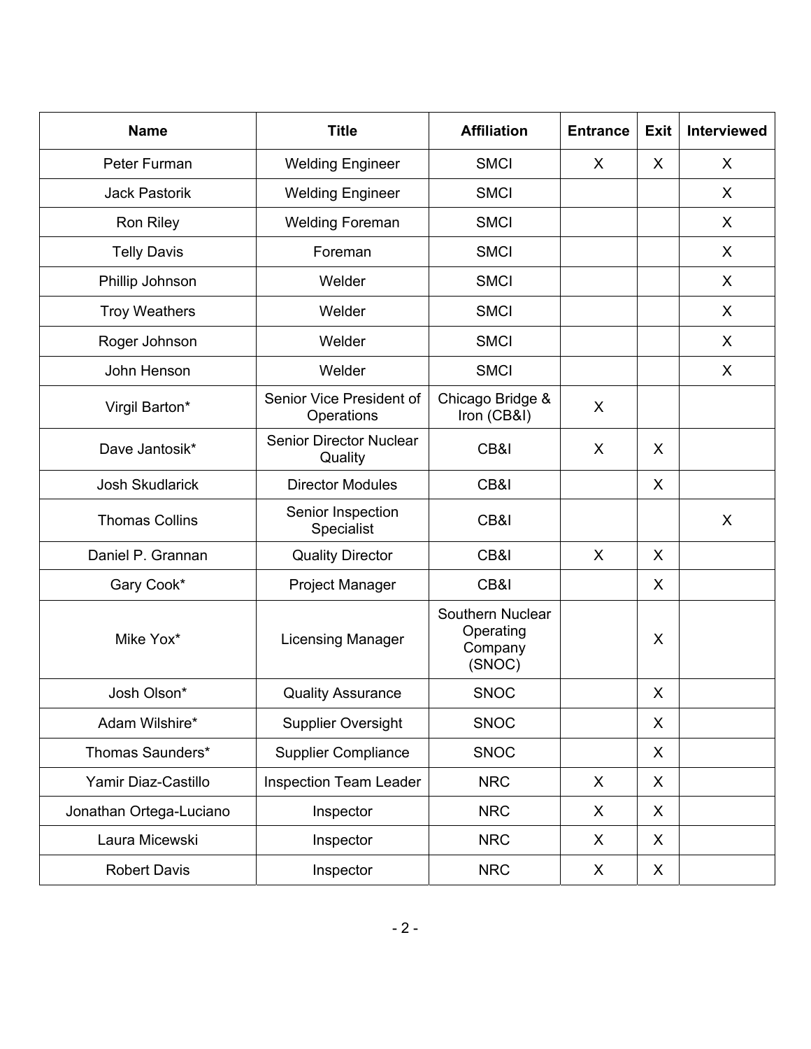| Name | Title | Affiliation | Entrance | Exit | Interviewed |
|---|---|---|---|---|---|
| Peter Furman | Welding Engineer | SMCI | X | X | X |
| Jack Pastorik | Welding Engineer | SMCI | | | X |
| Ron Riley | Welding Foreman | SMCI | | | X |
| Telly Davis | Foreman | SMCI | | | X |
| Phillip Johnson | Welder | SMCI | | | X |
| Troy Weathers | Welder | SMCI | | | X |
| Roger Johnson | Welder | SMCI | | | X |
| John Henson | Welder | SMCI | | | X |
| Virgil Barton* | Senior Vice President of Operations | Chicago Bridge & Iron (CB&I) | X | | |
| Dave Jantosik* | Senior Director Nuclear Quality | CB&I | X | X | |
| Josh Skudlarick | Director Modules | CB&I | | X | |
| Thomas Collins | Senior Inspection Specialist | CB&I | | | X |
| Daniel P. Grannan | Quality Director | CB&I | X | X | |
| Gary Cook* | Project Manager | CB&I | | X | |
| Mike Yox* | Licensing Manager | Southern Nuclear Operating Company (SNOC) | | X | |
| Josh Olson* | Quality Assurance | SNOC | | X | |
| Adam Wilshire* | Supplier Oversight | SNOC | | X | |
| Thomas Saunders* | Supplier Compliance | SNOC | | X | |
| Yamir Diaz-Castillo | Inspection Team Leader | NRC | X | X | |
| Jonathan Ortega-Luciano | Inspector | NRC | X | X | |
| Laura Micewski | Inspector | NRC | X | X | |
| Robert Davis | Inspector | NRC | X | X | |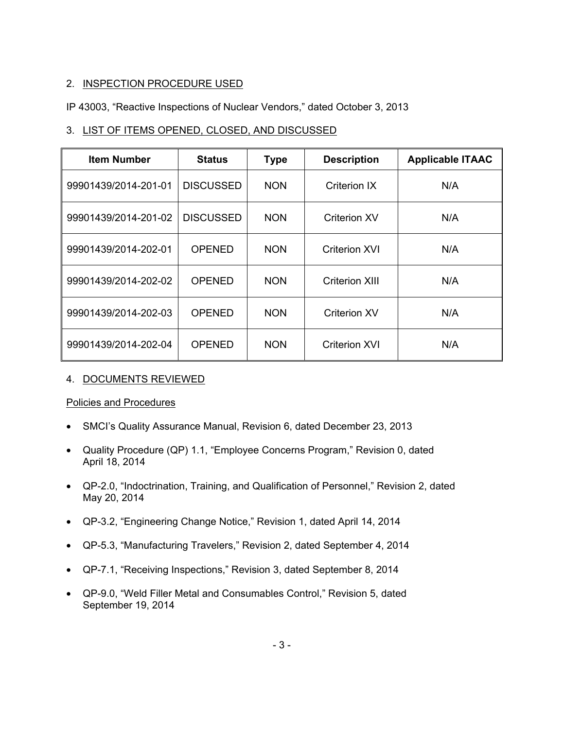2. INSPECTION PROCEDURE USED

IP 43003, "Reactive Inspections of Nuclear Vendors," dated October 3, 2013

3. LIST OF ITEMS OPENED, CLOSED, AND DISCUSSED

| Item Number | Status | Type | Description | Applicable ITAAC |
|---|---|---|---|---|
| 99901439/2014-201-01 | DISCUSSED | NON | Criterion IX | N/A |
| 99901439/2014-201-02 | DISCUSSED | NON | Criterion XV | N/A |
| 99901439/2014-202-01 | OPENED | NON | Criterion XVI | N/A |
| 99901439/2014-202-02 | OPENED | NON | Criterion XIII | N/A |
| 99901439/2014-202-03 | OPENED | NON | Criterion XV | N/A |
| 99901439/2014-202-04 | OPENED | NON | Criterion XVI | N/A |

4. DOCUMENTS REVIEWED

Policies and Procedures

- SMCI's Quality Assurance Manual, Revision 6, dated December 23, 2013
- Quality Procedure (QP) 1.1, "Employee Concerns Program," Revision 0, dated April 18, 2014
- QP-2.0, "Indoctrination, Training, and Qualification of Personnel," Revision 2, dated May 20, 2014
- QP-3.2, "Engineering Change Notice," Revision 1, dated April 14, 2014
- QP-5.3, "Manufacturing Travelers," Revision 2, dated September 4, 2014
- QP-7.1, "Receiving Inspections," Revision 3, dated September 8, 2014
- QP-9.0, "Weld Filler Metal and Consumables Control," Revision 5, dated September 19, 2014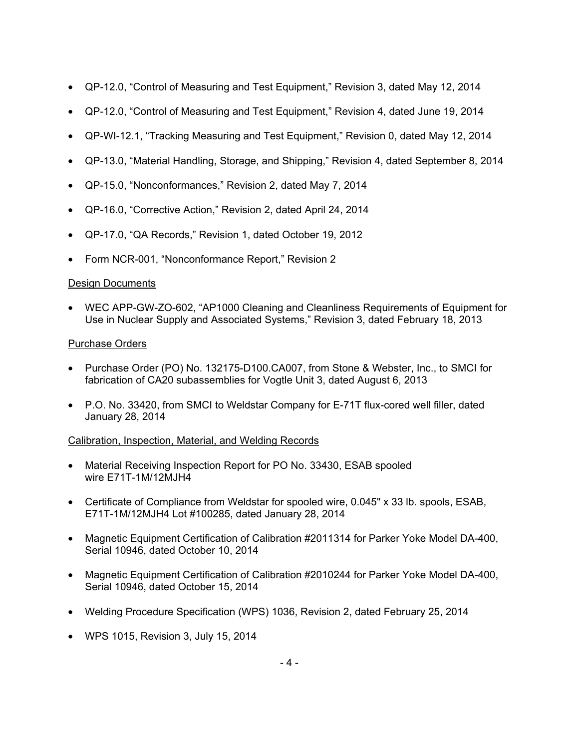- QP-12.0, "Control of Measuring and Test Equipment," Revision 3, dated May 12, 2014
- QP-12.0, "Control of Measuring and Test Equipment," Revision 4, dated June 19, 2014
- QP-WI-12.1, "Tracking Measuring and Test Equipment," Revision 0, dated May 12, 2014
- QP-13.0, "Material Handling, Storage, and Shipping," Revision 4, dated September 8, 2014
- QP-15.0, "Nonconformances," Revision 2, dated May 7, 2014
- QP-16.0, "Corrective Action," Revision 2, dated April 24, 2014
- QP-17.0, "QA Records," Revision 1, dated October 19, 2012
- Form NCR-001, "Nonconformance Report," Revision 2

Design Documents

- WEC APP-GW-ZO-602, "AP1000 Cleaning and Cleanliness Requirements of Equipment for Use in Nuclear Supply and Associated Systems," Revision 3, dated February 18, 2013

Purchase Orders

- Purchase Order (PO) No. 132175-D100.CA007, from Stone & Webster, Inc., to SMCI for fabrication of CA20 subassemblies for Vogtle Unit 3, dated August 6, 2013
- P.O. No. 33420, from SMCI to Weldstar Company for E-71T flux-cored well filler, dated January 28, 2014

Calibration, Inspection, Material, and Welding Records

- Material Receiving Inspection Report for PO No. 33430, ESAB spooled wire E71T-1M/12MJH4
- Certificate of Compliance from Weldstar for spooled wire, 0.045" x 33 lb. spools, ESAB, E71T-1M/12MJH4 Lot #100285, dated January 28, 2014
- Magnetic Equipment Certification of Calibration #2011314 for Parker Yoke Model DA-400, Serial 10946, dated October 10, 2014
- Magnetic Equipment Certification of Calibration #2010244 for Parker Yoke Model DA-400, Serial 10946, dated October 15, 2014
- Welding Procedure Specification (WPS) 1036, Revision 2, dated February 25, 2014
- WPS 1015, Revision 3, July 15, 2014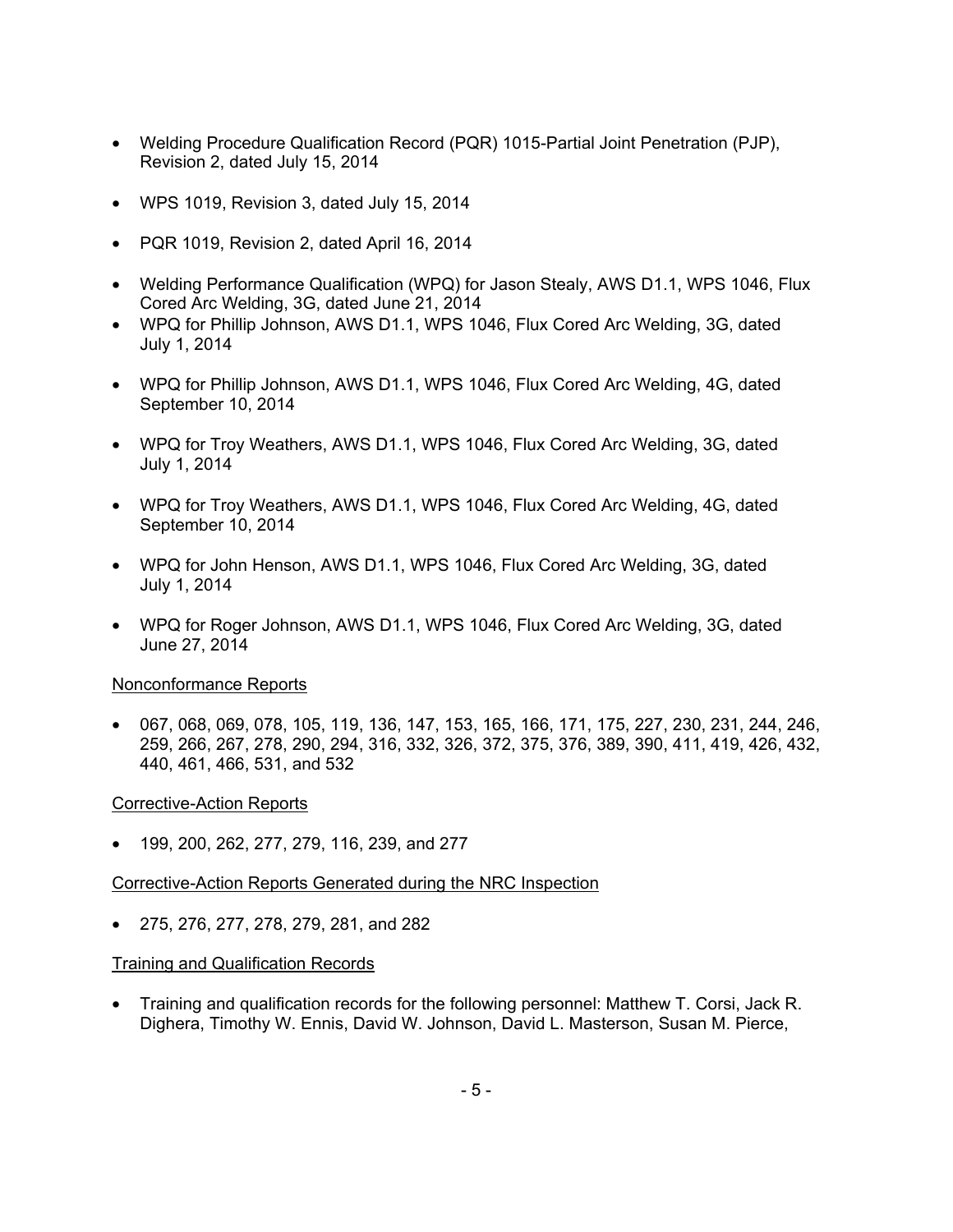- Welding Procedure Qualification Record (PQR) 1015-Partial Joint Penetration (PJP), Revision 2, dated July 15, 2014

- WPS 1019, Revision 3, dated July 15, 2014

- PQR 1019, Revision 2, dated April 16, 2014

- Welding Performance Qualification (WPQ) for Jason Stealy, AWS D1.1, WPS 1046, Flux Cored Arc Welding, 3G, dated June 21, 2014
- WPQ for Phillip Johnson, AWS D1.1, WPS 1046, Flux Cored Arc Welding, 3G, dated July 1, 2014

- WPQ for Phillip Johnson, AWS D1.1, WPS 1046, Flux Cored Arc Welding, 4G, dated September 10, 2014

- WPQ for Troy Weathers, AWS D1.1, WPS 1046, Flux Cored Arc Welding, 3G, dated July 1, 2014

- WPQ for Troy Weathers, AWS D1.1, WPS 1046, Flux Cored Arc Welding, 4G, dated September 10, 2014

- WPQ for John Henson, AWS D1.1, WPS 1046, Flux Cored Arc Welding, 3G, dated July 1, 2014

- WPQ for Roger Johnson, AWS D1.1, WPS 1046, Flux Cored Arc Welding, 3G, dated June 27, 2014

<u>Nonconformance Reports</u>

- 067, 068, 069, 078, 105, 119, 136, 147, 153, 165, 166, 171, 175, 227, 230, 231, 244, 246, 259, 266, 267, 278, 290, 294, 316, 332, 326, 372, 375, 376, 389, 390, 411, 419, 426, 432, 440, 461, 466, 531, and 532

<u>Corrective-Action Reports</u>

- 199, 200, 262, 277, 279, 116, 239, and 277

<u>Corrective-Action Reports Generated during the NRC Inspection</u>

- 275, 276, 277, 278, 279, 281, and 282

<u>Training and Qualification Records</u>

- Training and qualification records for the following personnel: Matthew T. Corsi, Jack R. Dighera, Timothy W. Ennis, David W. Johnson, David L. Masterson, Susan M. Pierce,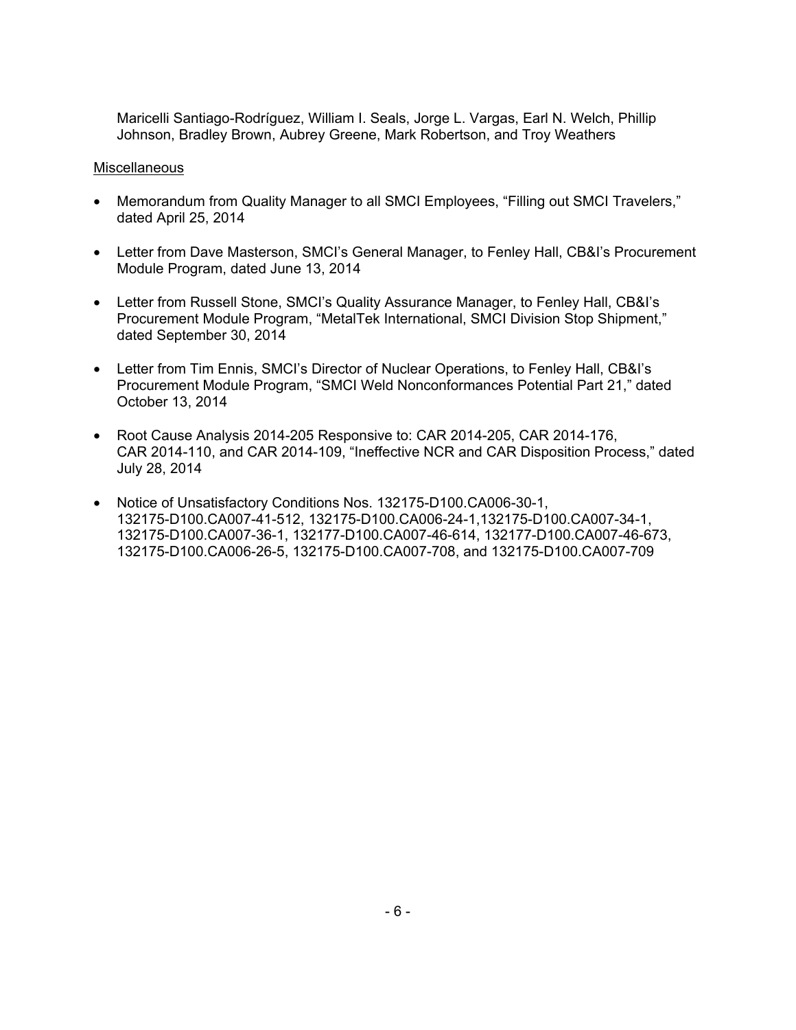Maricelli Santiago-Rodríguez, William I. Seals, Jorge L. Vargas, Earl N. Welch, Phillip Johnson, Bradley Brown, Aubrey Greene, Mark Robertson, and Troy Weathers

Miscellaneous

- Memorandum from Quality Manager to all SMCI Employees, "Filling out SMCI Travelers," dated April 25, 2014
- Letter from Dave Masterson, SMCI's General Manager, to Fenley Hall, CB&I's Procurement Module Program, dated June 13, 2014
- Letter from Russell Stone, SMCI's Quality Assurance Manager, to Fenley Hall, CB&I's Procurement Module Program, "MetalTek International, SMCI Division Stop Shipment," dated September 30, 2014
- Letter from Tim Ennis, SMCI's Director of Nuclear Operations, to Fenley Hall, CB&I's Procurement Module Program, "SMCI Weld Nonconformances Potential Part 21," dated October 13, 2014
- Root Cause Analysis 2014-205 Responsive to: CAR 2014-205, CAR 2014-176, CAR 2014-110, and CAR 2014-109, "Ineffective NCR and CAR Disposition Process," dated July 28, 2014
- Notice of Unsatisfactory Conditions Nos. 132175-D100.CA006-30-1, 132175-D100.CA007-41-512, 132175-D100.CA006-24-1,132175-D100.CA007-34-1, 132175-D100.CA007-36-1, 132177-D100.CA007-46-614, 132177-D100.CA007-46-673, 132175-D100.CA006-26-5, 132175-D100.CA007-708, and 132175-D100.CA007-709